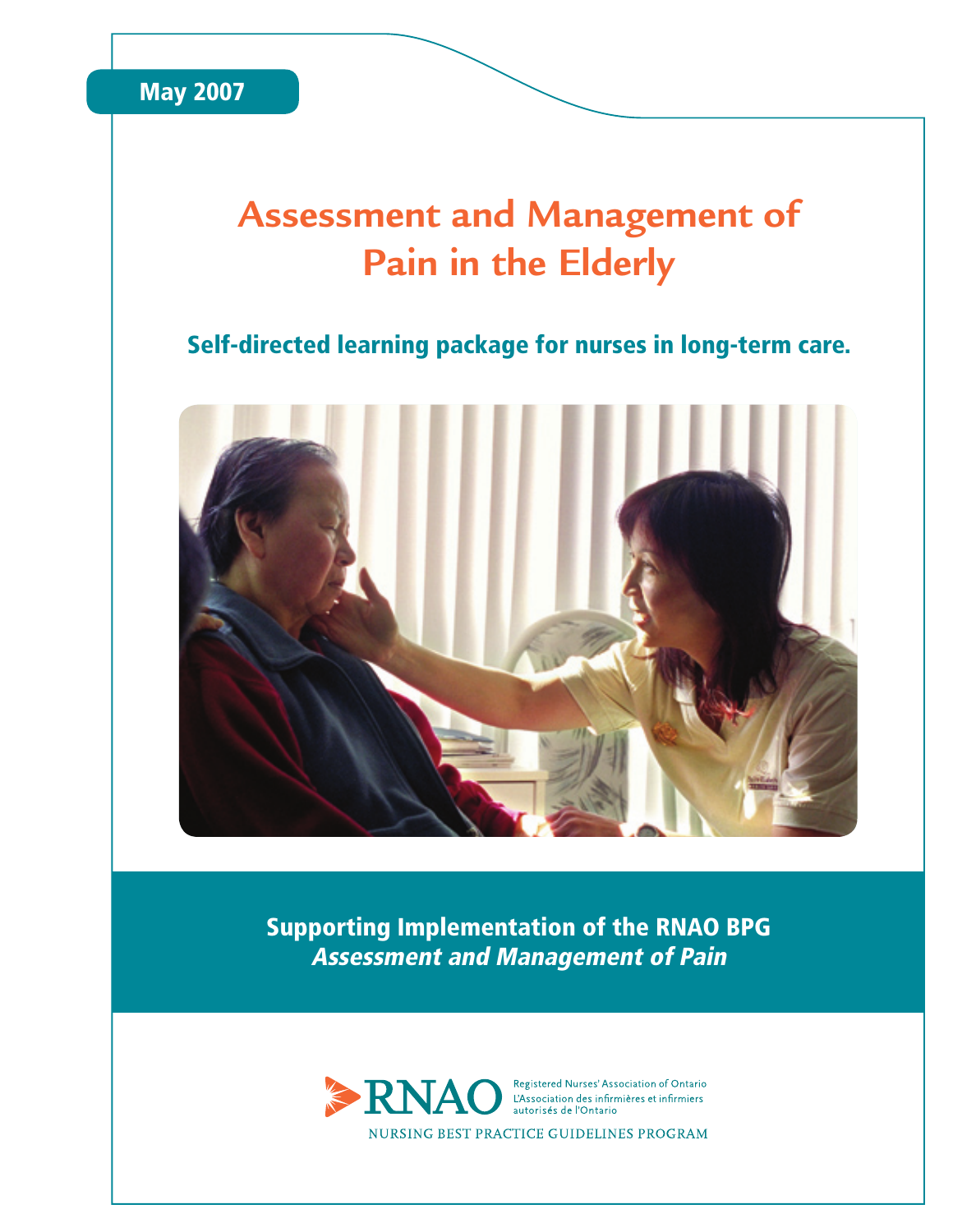May 2007

# Assessment and Management of Pain in the Elderly

## Self-directed learning package for nurses in long-term care.

**Supporting Implementation of the RNAO BPG**
***Assessment and Management of Pain***

RNAO
Registered Nurses' Association of Ontario
L'Association des infirmières et infirmiers autorisés de l'Ontario

NURSING BEST PRACTICE GUIDELINES PROGRAM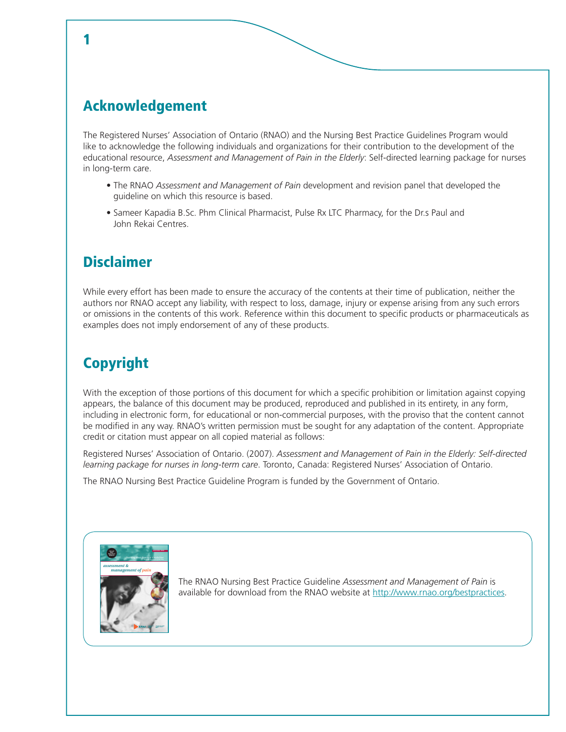## Acknowledgement

The Registered Nurses' Association of Ontario (RNAO) and the Nursing Best Practice Guidelines Program would like to acknowledge the following individuals and organizations for their contribution to the development of the educational resource, *Assessment and Management of Pain in the Elderly*: Self-directed learning package for nurses in long-term care.

- The RNAO *Assessment and Management of Pain* development and revision panel that developed the guideline on which this resource is based.
- Sameer Kapadia B.Sc. Phm Clinical Pharmacist, Pulse Rx LTC Pharmacy, for the Dr.s Paul and John Rekai Centres.

## Disclaimer

While every effort has been made to ensure the accuracy of the contents at their time of publication, neither the authors nor RNAO accept any liability, with respect to loss, damage, injury or expense arising from any such errors or omissions in the contents of this work. Reference within this document to specific products or pharmaceuticals as examples does not imply endorsement of any of these products.

## Copyright

With the exception of those portions of this document for which a specific prohibition or limitation against copying appears, the balance of this document may be produced, reproduced and published in its entirety, in any form, including in electronic form, for educational or non-commercial purposes, with the proviso that the content cannot be modified in any way. RNAO's written permission must be sought for any adaptation of the content. Appropriate credit or citation must appear on all copied material as follows:

Registered Nurses' Association of Ontario. (2007). *Assessment and Management of Pain in the Elderly: Self-directed learning package for nurses in long-term care*. Toronto, Canada: Registered Nurses' Association of Ontario.

The RNAO Nursing Best Practice Guideline Program is funded by the Government of Ontario.

The RNAO Nursing Best Practice Guideline *Assessment and Management of Pain* is available for download from the RNAO website at http://www.rnao.org/bestpractices.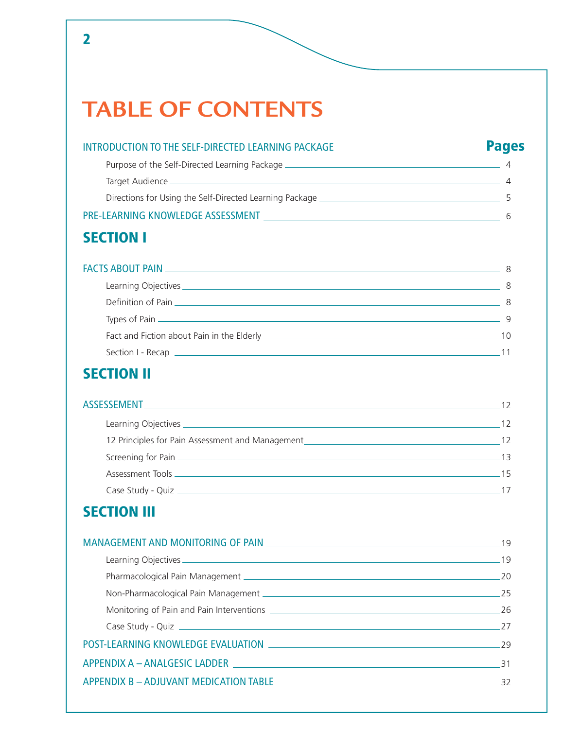# TABLE OF CONTENTS

| | Pages |
|---|---|
| INTRODUCTION TO THE SELF-DIRECTED LEARNING PACKAGE | |
| Purpose of the Self-Directed Learning Package | 4 |
| Target Audience | 4 |
| Directions for Using the Self-Directed Learning Package | 5 |
| PRE-LEARNING KNOWLEDGE ASSESSMENT | 6 |

## SECTION I

| | |
|---|---|
| FACTS ABOUT PAIN | 8 |
| Learning Objectives | 8 |
| Definition of Pain | 8 |
| Types of Pain | 9 |
| Fact and Fiction about Pain in the Elderly | 10 |
| Section I - Recap | 11 |

## SECTION II

| | |
|---|---|
| ASSESSEMENT | 12 |
| Learning Objectives | 12 |
| 12 Principles for Pain Assessment and Management | 12 |
| Screening for Pain | 13 |
| Assessment Tools | 15 |
| Case Study - Quiz | 17 |

## SECTION III

| | |
|---|---|
| MANAGEMENT AND MONITORING OF PAIN | 19 |
| Learning Objectives | 19 |
| Pharmacological Pain Management | 20 |
| Non-Pharmacological Pain Management | 25 |
| Monitoring of Pain and Pain Interventions | 26 |
| Case Study - Quiz | 27 |
| POST-LEARNING KNOWLEDGE EVALUATION | 29 |
| APPENDIX A – ANALGESIC LADDER | 31 |
| APPENDIX B – ADJUVANT MEDICATION TABLE | 32 |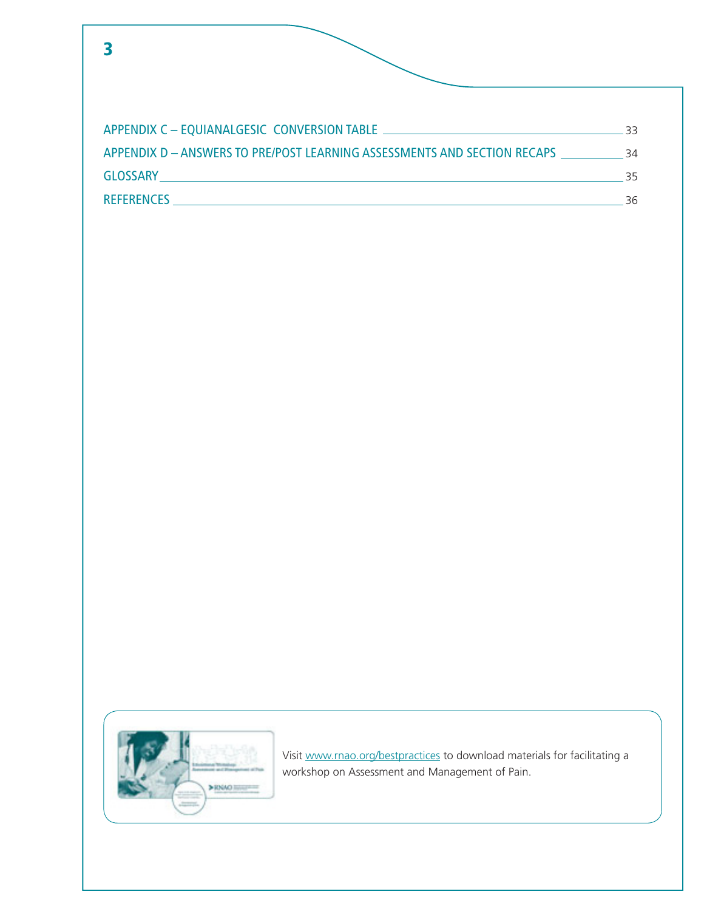| | |
|---|---|
| APPENDIX C – EQUIANALGESIC CONVERSION TABLE | 33 |
| APPENDIX D – ANSWERS TO PRE/POST LEARNING ASSESSMENTS AND SECTION RECAPS | 34 |
| GLOSSARY | 35 |
| REFERENCES | 36 |

Visit www.rnao.org/bestpractices to download materials for facilitating a workshop on Assessment and Management of Pain.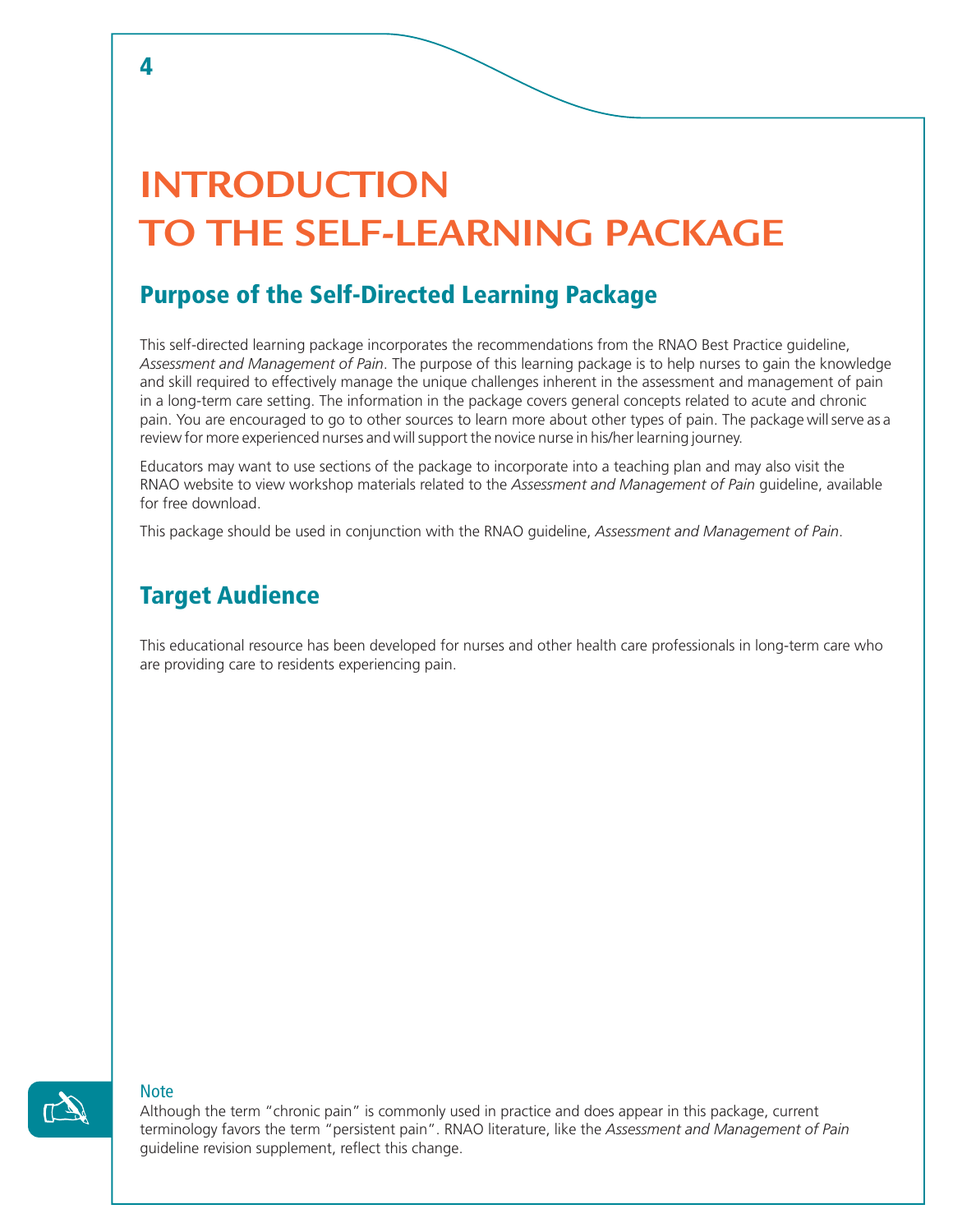# INTRODUCTION TO THE SELF-LEARNING PACKAGE

## Purpose of the Self-Directed Learning Package

This self-directed learning package incorporates the recommendations from the RNAO Best Practice guideline, *Assessment and Management of Pain*. The purpose of this learning package is to help nurses to gain the knowledge and skill required to effectively manage the unique challenges inherent in the assessment and management of pain in a long-term care setting. The information in the package covers general concepts related to acute and chronic pain. You are encouraged to go to other sources to learn more about other types of pain. The package will serve as a review for more experienced nurses and will support the novice nurse in his/her learning journey.

Educators may want to use sections of the package to incorporate into a teaching plan and may also visit the RNAO website to view workshop materials related to the *Assessment and Management of Pain* guideline, available for free download.

This package should be used in conjunction with the RNAO guideline, *Assessment and Management of Pain*.

## Target Audience

This educational resource has been developed for nurses and other health care professionals in long-term care who are providing care to residents experiencing pain.

**Note**

Although the term "chronic pain" is commonly used in practice and does appear in this package, current terminology favors the term "persistent pain". RNAO literature, like the *Assessment and Management of Pain* guideline revision supplement, reflect this change.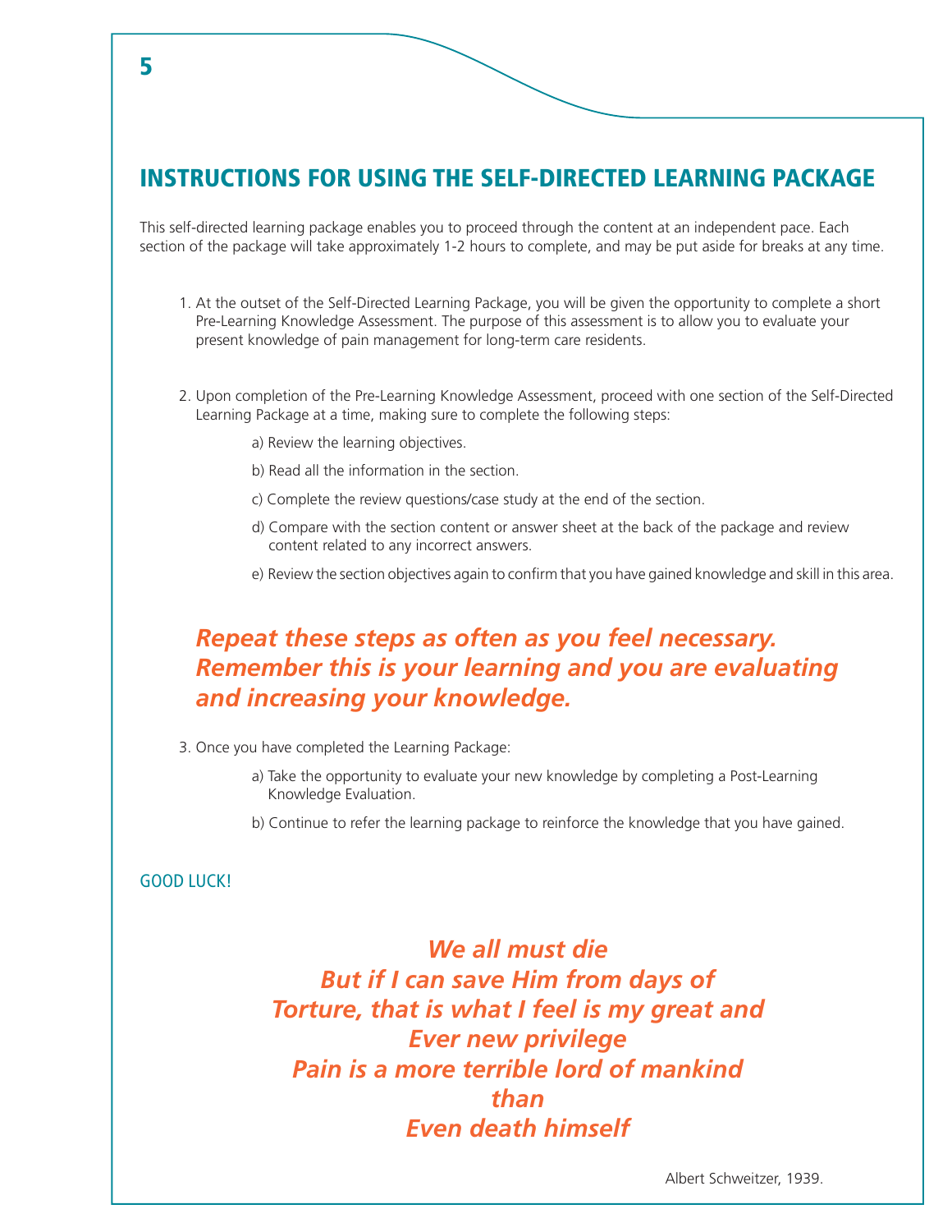# INSTRUCTIONS FOR USING THE SELF-DIRECTED LEARNING PACKAGE

This self-directed learning package enables you to proceed through the content at an independent pace. Each section of the package will take approximately 1-2 hours to complete, and may be put aside for breaks at any time.

1. At the outset of the Self-Directed Learning Package, you will be given the opportunity to complete a short Pre-Learning Knowledge Assessment. The purpose of this assessment is to allow you to evaluate your present knowledge of pain management for long-term care residents.

2. Upon completion of the Pre-Learning Knowledge Assessment, proceed with one section of the Self-Directed Learning Package at a time, making sure to complete the following steps:

   a) Review the learning objectives.

   b) Read all the information in the section.

   c) Complete the review questions/case study at the end of the section.

   d) Compare with the section content or answer sheet at the back of the package and review content related to any incorrect answers.

   e) Review the section objectives again to confirm that you have gained knowledge and skill in this area.

***Repeat these steps as often as you feel necessary. Remember this is your learning and you are evaluating and increasing your knowledge.***

3. Once you have completed the Learning Package:

   a) Take the opportunity to evaluate your new knowledge by completing a Post-Learning Knowledge Evaluation.

   b) Continue to refer the learning package to reinforce the knowledge that you have gained.

GOOD LUCK!

***We all must die***
***But if I can save Him from days of***
***Torture, that is what I feel is my great and***
***Ever new privilege***
***Pain is a more terrible lord of mankind***
***than***
***Even death himself***

Albert Schweitzer, 1939.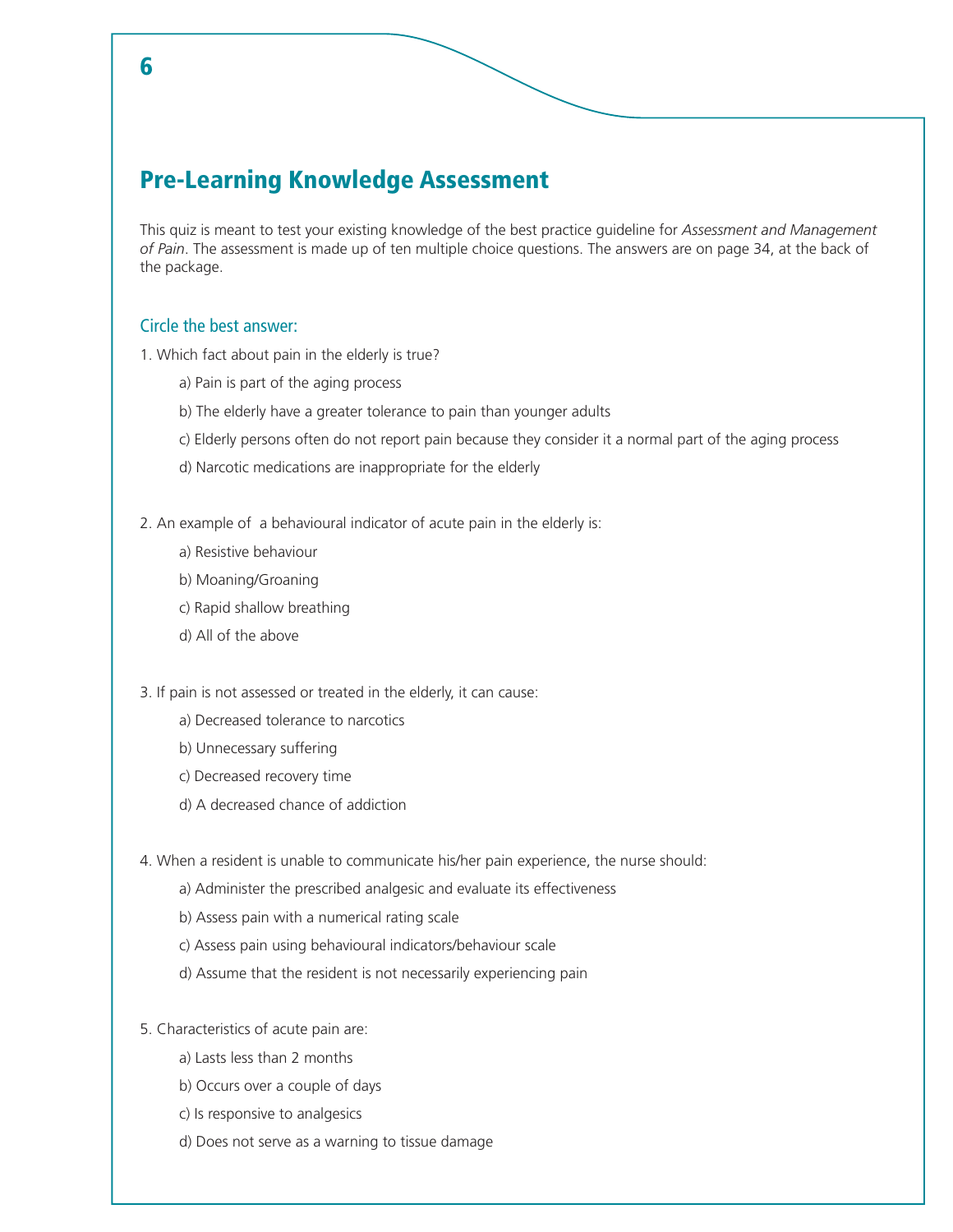## Pre-Learning Knowledge Assessment

This quiz is meant to test your existing knowledge of the best practice guideline for *Assessment and Management of Pain*. The assessment is made up of ten multiple choice questions. The answers are on page 34, at the back of the package.

### Circle the best answer:

1. Which fact about pain in the elderly is true?
   - a) Pain is part of the aging process
   - b) The elderly have a greater tolerance to pain than younger adults
   - c) Elderly persons often do not report pain because they consider it a normal part of the aging process
   - d) Narcotic medications are inappropriate for the elderly

2. An example of a behavioural indicator of acute pain in the elderly is:
   - a) Resistive behaviour
   - b) Moaning/Groaning
   - c) Rapid shallow breathing
   - d) All of the above

3. If pain is not assessed or treated in the elderly, it can cause:
   - a) Decreased tolerance to narcotics
   - b) Unnecessary suffering
   - c) Decreased recovery time
   - d) A decreased chance of addiction

4. When a resident is unable to communicate his/her pain experience, the nurse should:
   - a) Administer the prescribed analgesic and evaluate its effectiveness
   - b) Assess pain with a numerical rating scale
   - c) Assess pain using behavioural indicators/behaviour scale
   - d) Assume that the resident is not necessarily experiencing pain

5. Characteristics of acute pain are:
   - a) Lasts less than 2 months
   - b) Occurs over a couple of days
   - c) Is responsive to analgesics
   - d) Does not serve as a warning to tissue damage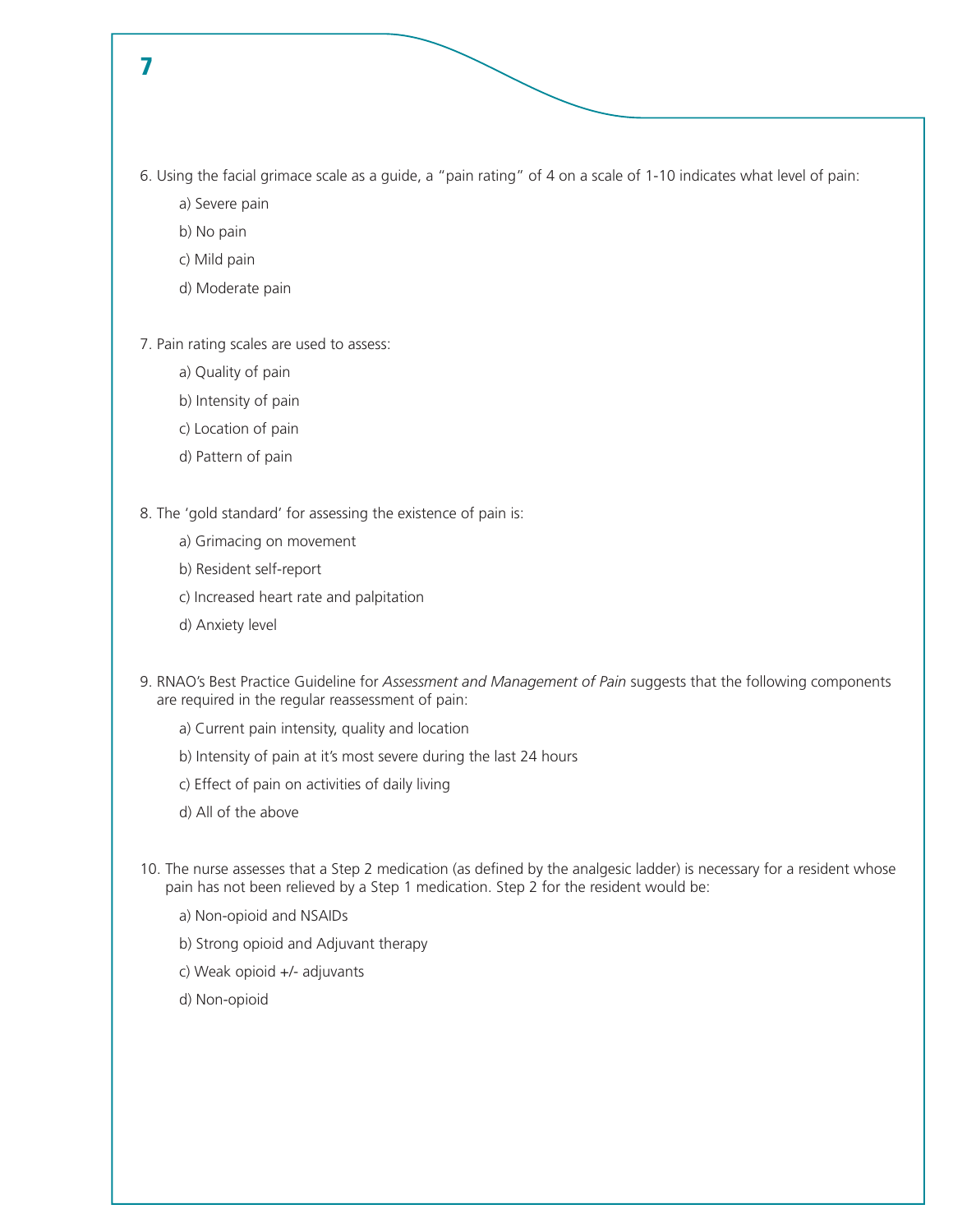6. Using the facial grimace scale as a guide, a "pain rating" of 4 on a scale of 1-10 indicates what level of pain:

   a) Severe pain

   b) No pain

   c) Mild pain

   d) Moderate pain

7. Pain rating scales are used to assess:

   a) Quality of pain

   b) Intensity of pain

   c) Location of pain

   d) Pattern of pain

8. The 'gold standard' for assessing the existence of pain is:

   a) Grimacing on movement

   b) Resident self-report

   c) Increased heart rate and palpitation

   d) Anxiety level

9. RNAO's Best Practice Guideline for *Assessment and Management of Pain* suggests that the following components are required in the regular reassessment of pain:

   a) Current pain intensity, quality and location

   b) Intensity of pain at it's most severe during the last 24 hours

   c) Effect of pain on activities of daily living

   d) All of the above

10. The nurse assesses that a Step 2 medication (as defined by the analgesic ladder) is necessary for a resident whose pain has not been relieved by a Step 1 medication. Step 2 for the resident would be:

    a) Non-opioid and NSAIDs

    b) Strong opioid and Adjuvant therapy

    c) Weak opioid +/- adjuvants

    d) Non-opioid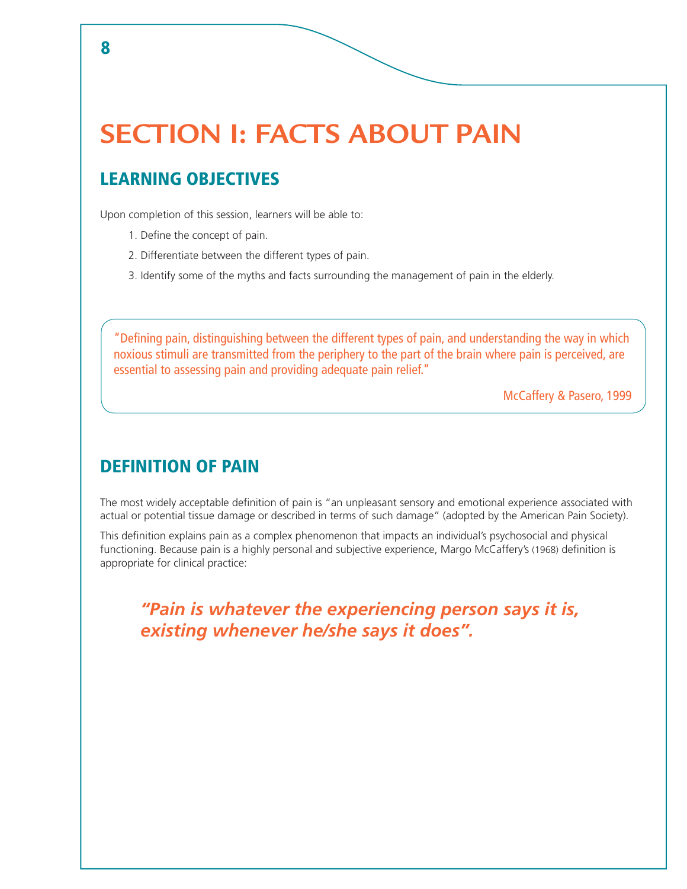# SECTION I: FACTS ABOUT PAIN

## LEARNING OBJECTIVES

Upon completion of this session, learners will be able to:

1. Define the concept of pain.
2. Differentiate between the different types of pain.
3. Identify some of the myths and facts surrounding the management of pain in the elderly.

> "Defining pain, distinguishing between the different types of pain, and understanding the way in which noxious stimuli are transmitted from the periphery to the part of the brain where pain is perceived, are essential to assessing pain and providing adequate pain relief."
>
> McCaffery & Pasero, 1999

## DEFINITION OF PAIN

The most widely acceptable definition of pain is "an unpleasant sensory and emotional experience associated with actual or potential tissue damage or described in terms of such damage" (adopted by the American Pain Society).

This definition explains pain as a complex phenomenon that impacts an individual's psychosocial and physical functioning. Because pain is a highly personal and subjective experience, Margo McCaffery's (1968) definition is appropriate for clinical practice:

***"Pain is whatever the experiencing person says it is, existing whenever he/she says it does".***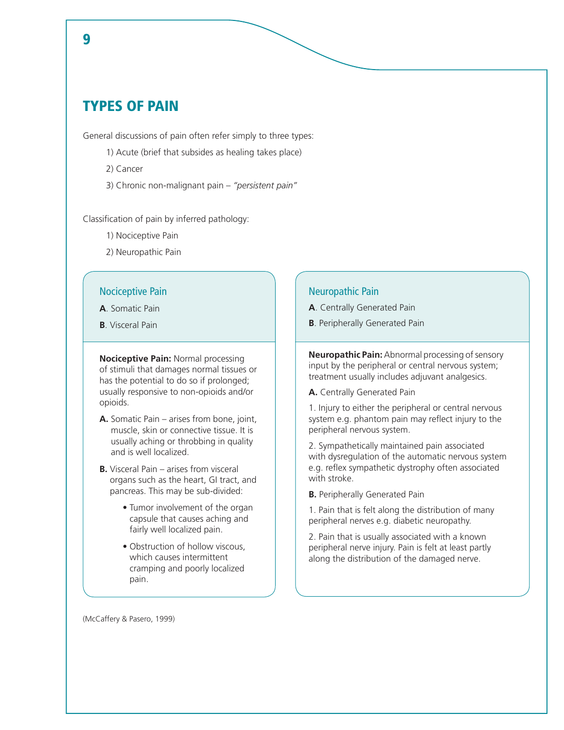# TYPES OF PAIN

General discussions of pain often refer simply to three types:

1) Acute (brief that subsides as healing takes place)

2) Cancer

3) Chronic non-malignant pain – *"persistent pain"*

Classification of pain by inferred pathology:

1) Nociceptive Pain

2) Neuropathic Pain

## Nociceptive Pain

**A**. Somatic Pain

**B**. Visceral Pain

**Nociceptive Pain:** Normal processing of stimuli that damages normal tissues or has the potential to do so if prolonged; usually responsive to non-opioids and/or opioids.

**A.** Somatic Pain – arises from bone, joint, muscle, skin or connective tissue. It is usually aching or throbbing in quality and is well localized.

**B.** Visceral Pain – arises from visceral organs such as the heart, GI tract, and pancreas. This may be sub-divided:

- Tumor involvement of the organ capsule that causes aching and fairly well localized pain.
- Obstruction of hollow viscous, which causes intermittent cramping and poorly localized pain.

## Neuropathic Pain

**A**. Centrally Generated Pain

**B**. Peripherally Generated Pain

**Neuropathic Pain:** Abnormal processing of sensory input by the peripheral or central nervous system; treatment usually includes adjuvant analgesics.

**A.** Centrally Generated Pain

1. Injury to either the peripheral or central nervous system e.g. phantom pain may reflect injury to the peripheral nervous system.

2. Sympathetically maintained pain associated with dysregulation of the automatic nervous system e.g. reflex sympathetic dystrophy often associated with stroke.

**B.** Peripherally Generated Pain

1. Pain that is felt along the distribution of many peripheral nerves e.g. diabetic neuropathy.

2. Pain that is usually associated with a known peripheral nerve injury. Pain is felt at least partly along the distribution of the damaged nerve.

(McCaffery & Pasero, 1999)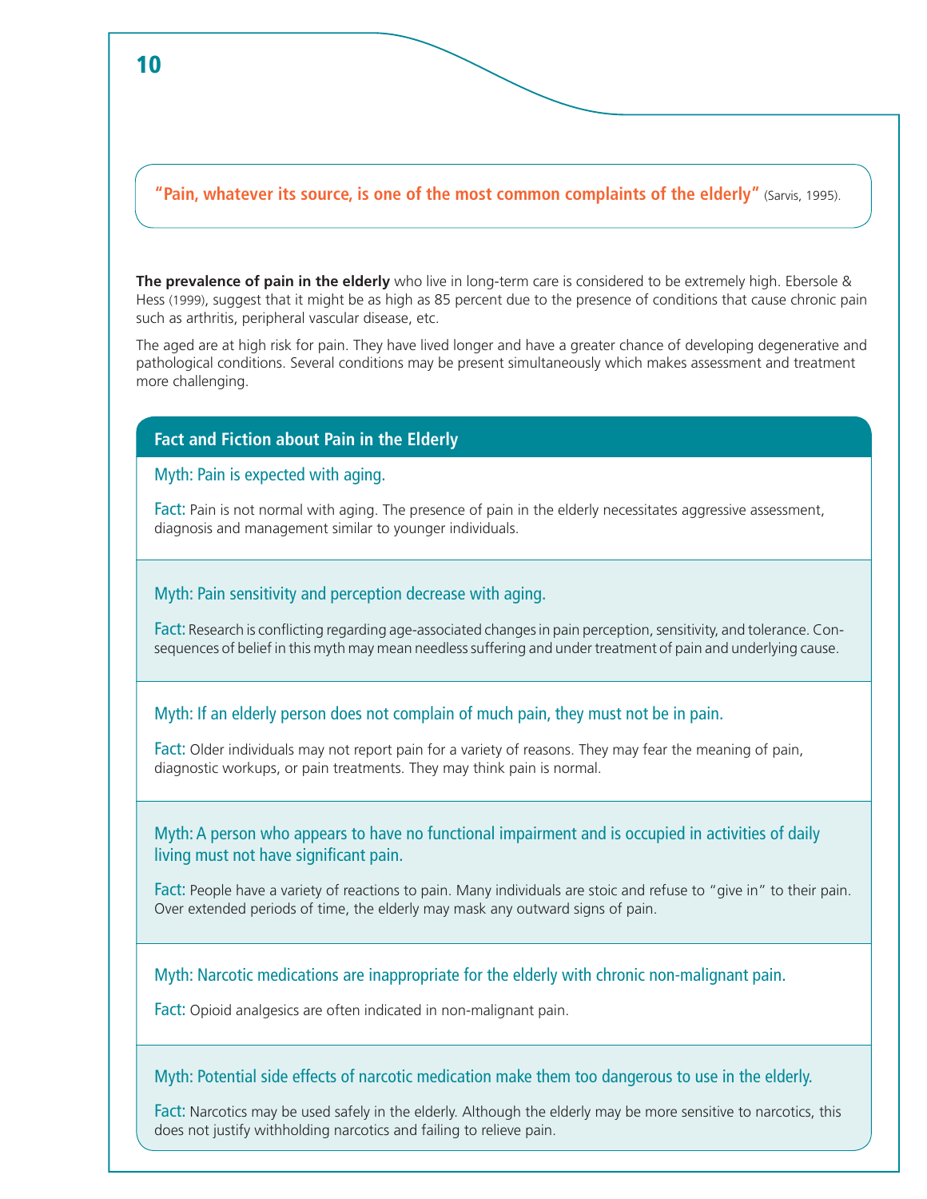**"Pain, whatever its source, is one of the most common complaints of the elderly"** (Sarvis, 1995).

**The prevalence of pain in the elderly** who live in long-term care is considered to be extremely high. Ebersole & Hess (1999), suggest that it might be as high as 85 percent due to the presence of conditions that cause chronic pain such as arthritis, peripheral vascular disease, etc.

The aged are at high risk for pain. They have lived longer and have a greater chance of developing degenerative and pathological conditions. Several conditions may be present simultaneously which makes assessment and treatment more challenging.

## Fact and Fiction about Pain in the Elderly

**Myth: Pain is expected with aging.**

**Fact:** Pain is not normal with aging. The presence of pain in the elderly necessitates aggressive assessment, diagnosis and management similar to younger individuals.

**Myth: Pain sensitivity and perception decrease with aging.**

**Fact:** Research is conflicting regarding age-associated changes in pain perception, sensitivity, and tolerance. Consequences of belief in this myth may mean needless suffering and under treatment of pain and underlying cause.

**Myth: If an elderly person does not complain of much pain, they must not be in pain.**

**Fact:** Older individuals may not report pain for a variety of reasons. They may fear the meaning of pain, diagnostic workups, or pain treatments. They may think pain is normal.

**Myth: A person who appears to have no functional impairment and is occupied in activities of daily living must not have significant pain.**

**Fact:** People have a variety of reactions to pain. Many individuals are stoic and refuse to "give in" to their pain. Over extended periods of time, the elderly may mask any outward signs of pain.

**Myth: Narcotic medications are inappropriate for the elderly with chronic non-malignant pain.**

**Fact:** Opioid analgesics are often indicated in non-malignant pain.

**Myth: Potential side effects of narcotic medication make them too dangerous to use in the elderly.**

**Fact:** Narcotics may be used safely in the elderly. Although the elderly may be more sensitive to narcotics, this does not justify withholding narcotics and failing to relieve pain.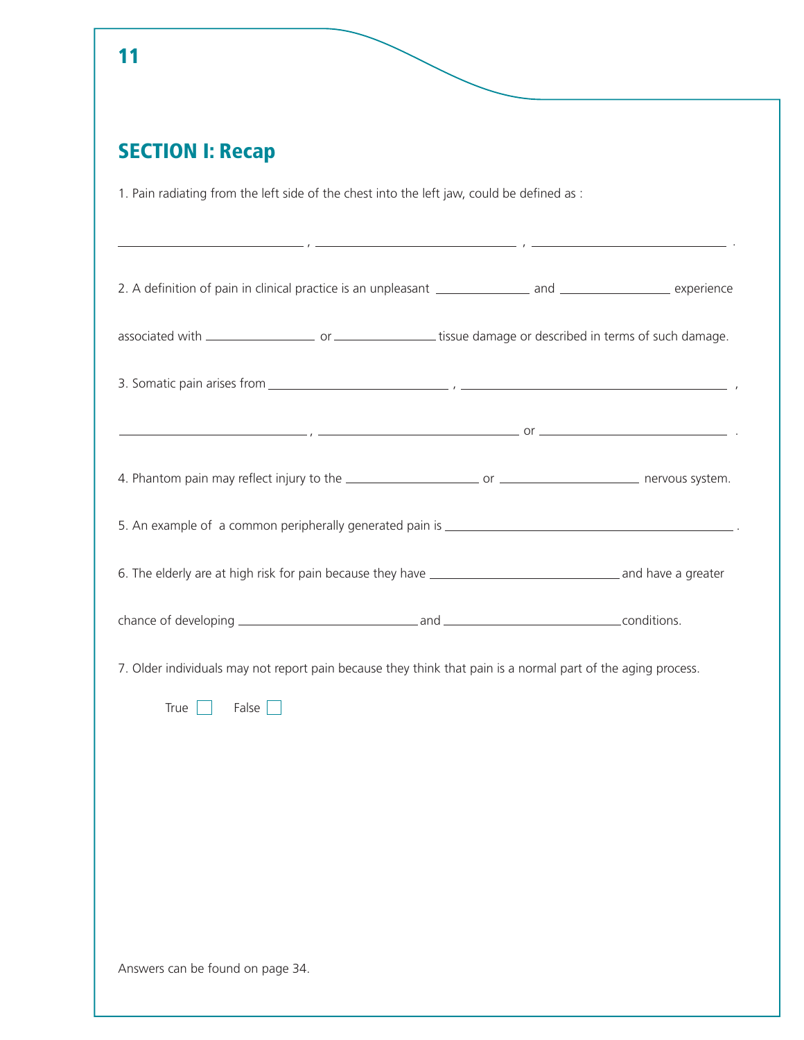## SECTION I: Recap

1. Pain radiating from the left side of the chest into the left jaw, could be defined as :

______________________ , ______________________ , ______________________ .

2. A definition of pain in clinical practice is an unpleasant ____________ and ____________ experience associated with ____________ or ____________ tissue damage or described in terms of such damage.

3. Somatic pain arises from ______________________ , ______________________ , ______________________ , ______________________ or ______________________ .

4. Phantom pain may reflect injury to the ________________ or ________________ nervous system.

5. An example of a common peripherally generated pain is ______________________ .

6. The elderly are at high risk for pain because they have ______________________ and have a greater chance of developing ______________________ and ______________________ conditions.

7. Older individuals may not report pain because they think that pain is a normal part of the aging process.

True ☐ False ☐

Answers can be found on page 34.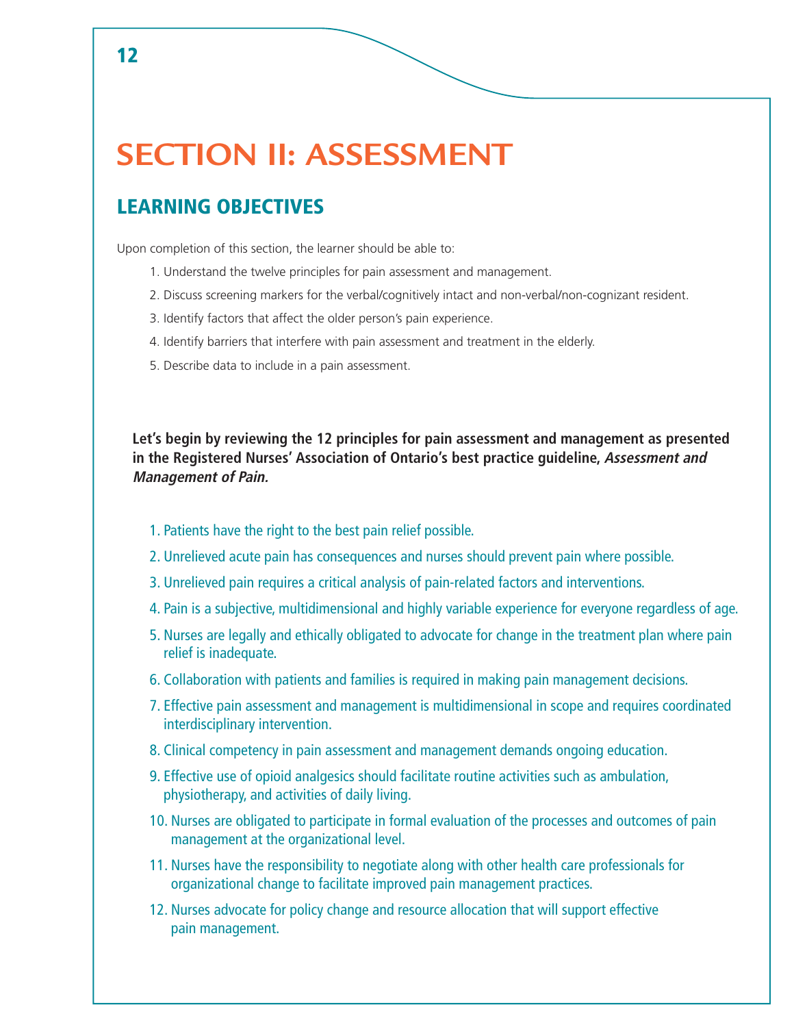# SECTION II: ASSESSMENT

## LEARNING OBJECTIVES

Upon completion of this section, the learner should be able to:

1. Understand the twelve principles for pain assessment and management.
2. Discuss screening markers for the verbal/cognitively intact and non-verbal/non-cognizant resident.
3. Identify factors that affect the older person's pain experience.
4. Identify barriers that interfere with pain assessment and treatment in the elderly.
5. Describe data to include in a pain assessment.

**Let's begin by reviewing the 12 principles for pain assessment and management as presented in the Registered Nurses' Association of Ontario's best practice guideline, *Assessment and Management of Pain.***

1. Patients have the right to the best pain relief possible.
2. Unrelieved acute pain has consequences and nurses should prevent pain where possible.
3. Unrelieved pain requires a critical analysis of pain-related factors and interventions.
4. Pain is a subjective, multidimensional and highly variable experience for everyone regardless of age.
5. Nurses are legally and ethically obligated to advocate for change in the treatment plan where pain relief is inadequate.
6. Collaboration with patients and families is required in making pain management decisions.
7. Effective pain assessment and management is multidimensional in scope and requires coordinated interdisciplinary intervention.
8. Clinical competency in pain assessment and management demands ongoing education.
9. Effective use of opioid analgesics should facilitate routine activities such as ambulation, physiotherapy, and activities of daily living.
10. Nurses are obligated to participate in formal evaluation of the processes and outcomes of pain management at the organizational level.
11. Nurses have the responsibility to negotiate along with other health care professionals for organizational change to facilitate improved pain management practices.
12. Nurses advocate for policy change and resource allocation that will support effective pain management.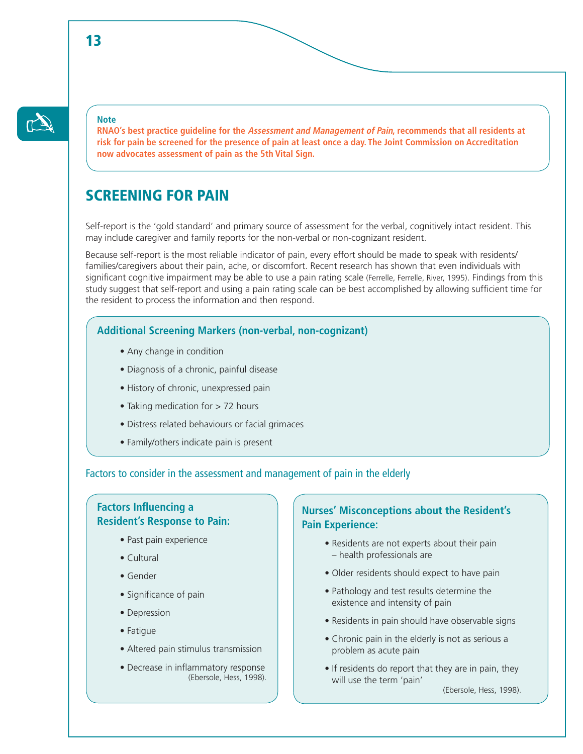**Note**

**RNAO's best practice guideline for the *Assessment and Management of Pain*, recommends that all residents at risk for pain be screened for the presence of pain at least once a day. The Joint Commission on Accreditation now advocates assessment of pain as the 5th Vital Sign.**

## SCREENING FOR PAIN

Self-report is the 'gold standard' and primary source of assessment for the verbal, cognitively intact resident. This may include caregiver and family reports for the non-verbal or non-cognizant resident.

Because self-report is the most reliable indicator of pain, every effort should be made to speak with residents/families/caregivers about their pain, ache, or discomfort. Recent research has shown that even individuals with significant cognitive impairment may be able to use a pain rating scale (Ferrelle, Ferrelle, River, 1995). Findings from this study suggest that self-report and using a pain rating scale can be best accomplished by allowing sufficient time for the resident to process the information and then respond.

### Additional Screening Markers (non-verbal, non-cognizant)

- Any change in condition
- Diagnosis of a chronic, painful disease
- History of chronic, unexpressed pain
- Taking medication for > 72 hours
- Distress related behaviours or facial grimaces
- Family/others indicate pain is present

Factors to consider in the assessment and management of pain in the elderly

### Factors Influencing a Resident's Response to Pain:

- Past pain experience
- Cultural
- Gender
- Significance of pain
- Depression
- Fatigue
- Altered pain stimulus transmission
- Decrease in inflammatory response

(Ebersole, Hess, 1998).

### Nurses' Misconceptions about the Resident's Pain Experience:

- Residents are not experts about their pain – health professionals are
- Older residents should expect to have pain
- Pathology and test results determine the existence and intensity of pain
- Residents in pain should have observable signs
- Chronic pain in the elderly is not as serious a problem as acute pain
- If residents do report that they are in pain, they will use the term 'pain'

(Ebersole, Hess, 1998).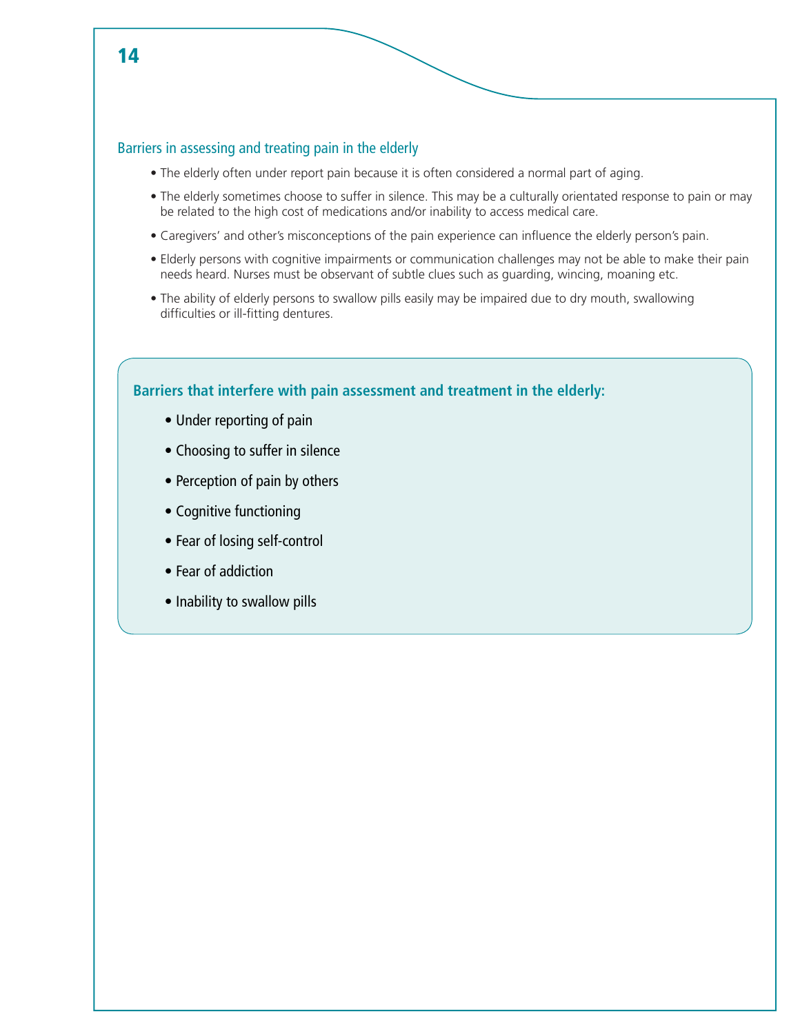## Barriers in assessing and treating pain in the elderly

- The elderly often under report pain because it is often considered a normal part of aging.
- The elderly sometimes choose to suffer in silence. This may be a culturally orientated response to pain or may be related to the high cost of medications and/or inability to access medical care.
- Caregivers' and other's misconceptions of the pain experience can influence the elderly person's pain.
- Elderly persons with cognitive impairments or communication challenges may not be able to make their pain needs heard. Nurses must be observant of subtle clues such as guarding, wincing, moaning etc.
- The ability of elderly persons to swallow pills easily may be impaired due to dry mouth, swallowing difficulties or ill-fitting dentures.

**Barriers that interfere with pain assessment and treatment in the elderly:**

- Under reporting of pain
- Choosing to suffer in silence
- Perception of pain by others
- Cognitive functioning
- Fear of losing self-control
- Fear of addiction
- Inability to swallow pills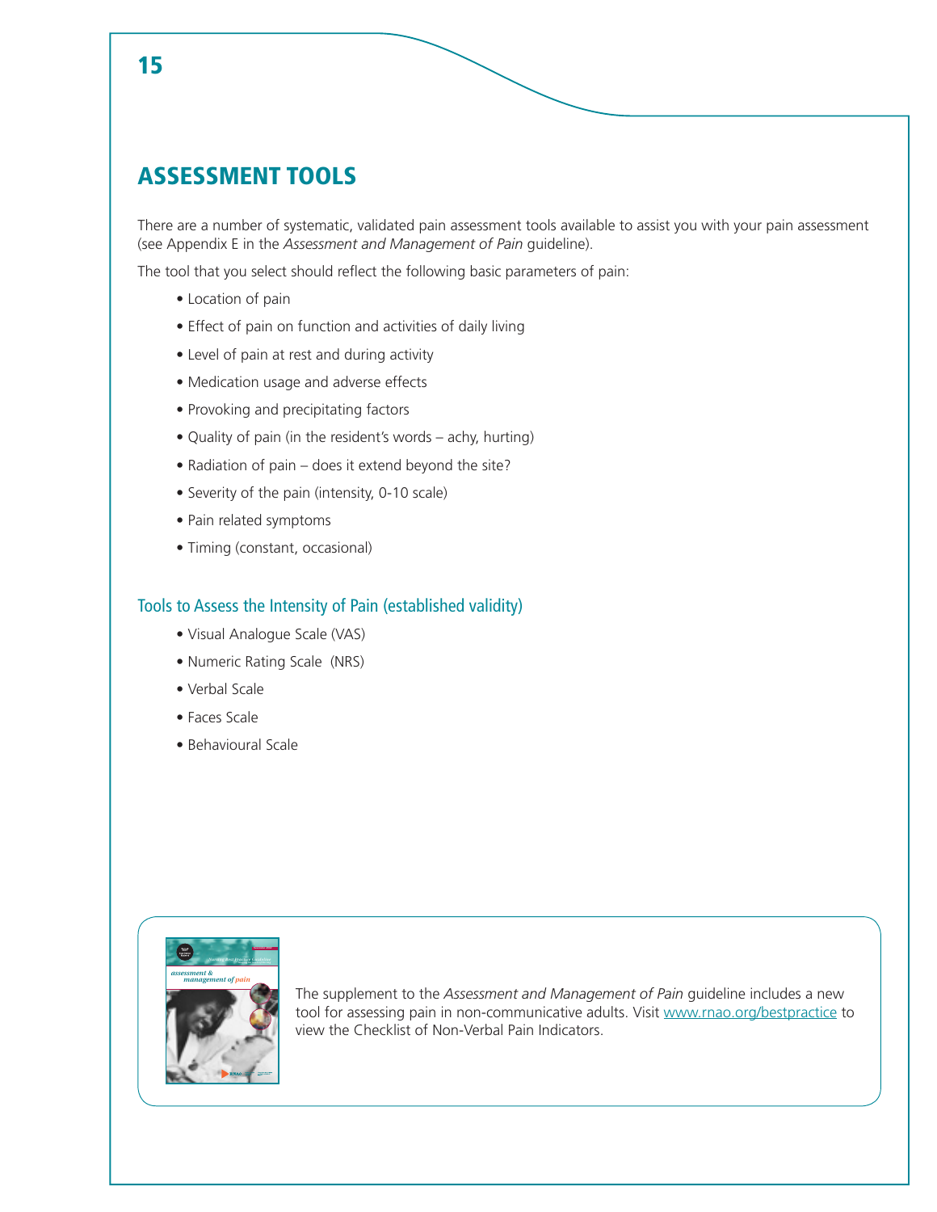## ASSESSMENT TOOLS

There are a number of systematic, validated pain assessment tools available to assist you with your pain assessment (see Appendix E in the *Assessment and Management of Pain* guideline).

The tool that you select should reflect the following basic parameters of pain:

- Location of pain
- Effect of pain on function and activities of daily living
- Level of pain at rest and during activity
- Medication usage and adverse effects
- Provoking and precipitating factors
- Quality of pain (in the resident's words – achy, hurting)
- Radiation of pain – does it extend beyond the site?
- Severity of the pain (intensity, 0-10 scale)
- Pain related symptoms
- Timing (constant, occasional)

### Tools to Assess the Intensity of Pain (established validity)

- Visual Analogue Scale (VAS)
- Numeric Rating Scale (NRS)
- Verbal Scale
- Faces Scale
- Behavioural Scale

The supplement to the *Assessment and Management of Pain* guideline includes a new tool for assessing pain in non-communicative adults. Visit www.rnao.org/bestpractice to view the Checklist of Non-Verbal Pain Indicators.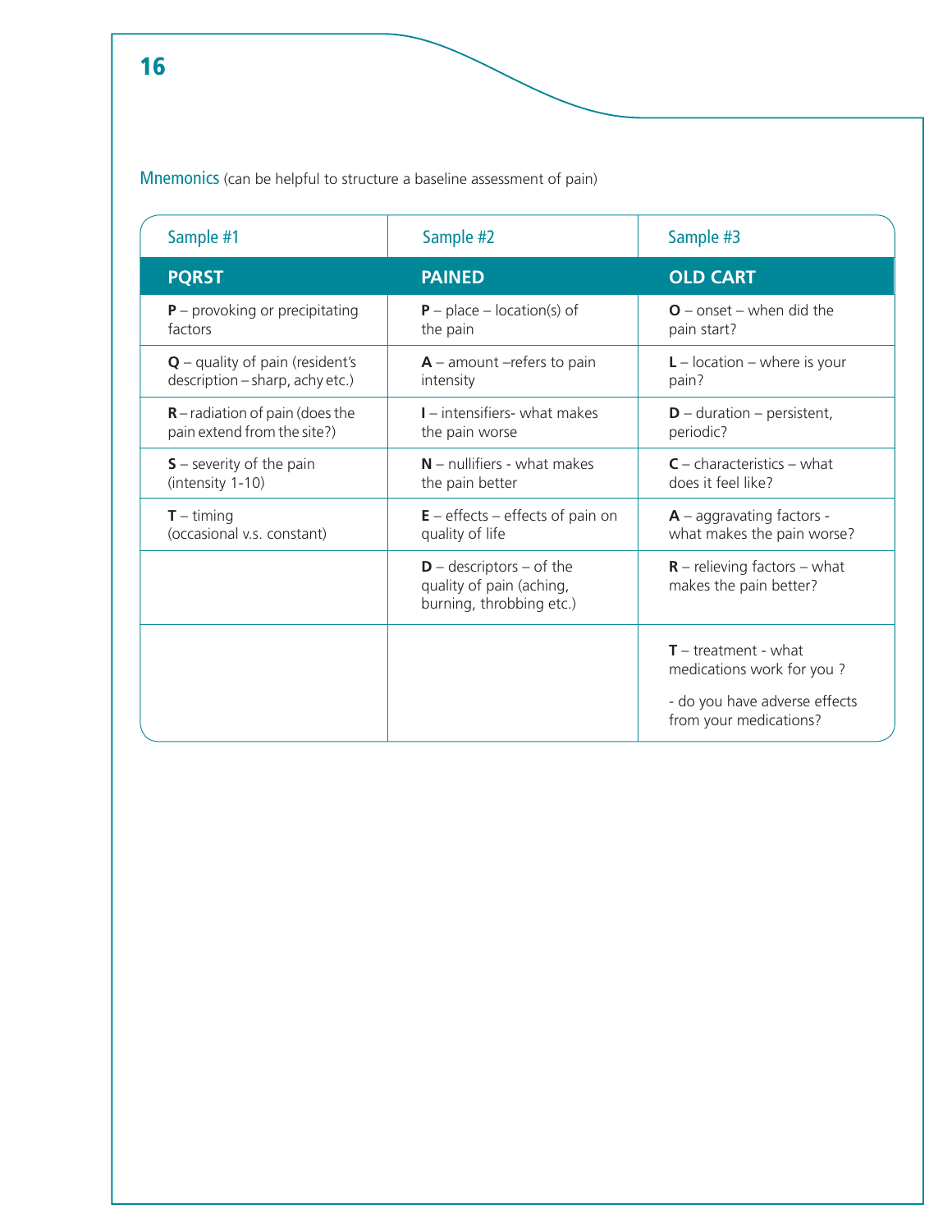Mnemonics (can be helpful to structure a baseline assessment of pain)

| Sample #1 | Sample #2 | Sample #3 |
|---|---|---|
| **PQRST** | **PAINED** | **OLD CART** |
| **P** – provoking or precipitating factors | **P** – place – location(s) of the pain | **O** – onset – when did the pain start? |
| **Q** – quality of pain (resident's description – sharp, achy etc.) | **A** – amount –refers to pain intensity | **L** – location – where is your pain? |
| **R** – radiation of pain (does the pain extend from the site?) | **I** – intensifiers- what makes the pain worse | **D** – duration – persistent, periodic? |
| **S** – severity of the pain (intensity 1-10) | **N** – nullifiers - what makes the pain better | **C** – characteristics – what does it feel like? |
| **T** – timing (occasional v.s. constant) | **E** – effects – effects of pain on quality of life | **A** – aggravating factors - what makes the pain worse? |
| | **D** – descriptors – of the quality of pain (aching, burning, throbbing etc.) | **R** – relieving factors – what makes the pain better? |
| | | **T** – treatment - what medications work for you ? - do you have adverse effects from your medications? |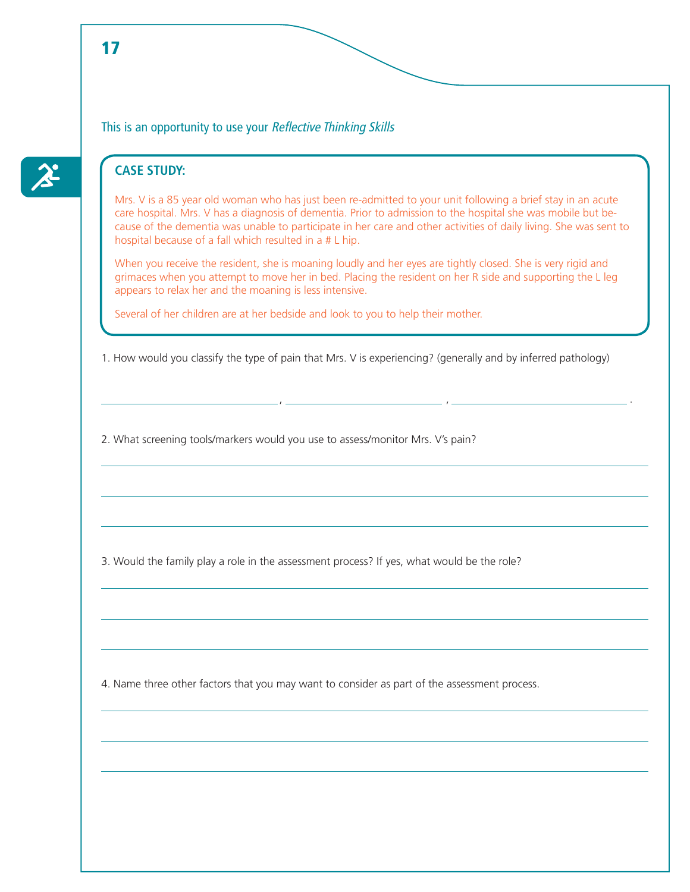This is an opportunity to use your *Reflective Thinking Skills*

## CASE STUDY:

Mrs. V is a 85 year old woman who has just been re-admitted to your unit following a brief stay in an acute care hospital. Mrs. V has a diagnosis of dementia. Prior to admission to the hospital she was mobile but because of the dementia was unable to participate in her care and other activities of daily living. She was sent to hospital because of a fall which resulted in a # L hip.

When you receive the resident, she is moaning loudly and her eyes are tightly closed. She is very rigid and grimaces when you attempt to move her in bed. Placing the resident on her R side and supporting the L leg appears to relax her and the moaning is less intensive.

Several of her children are at her bedside and look to you to help their mother.

1. How would you classify the type of pain that Mrs. V is experiencing? (generally and by inferred pathology)

______________________ , ______________________ , ______________________ .

2. What screening tools/markers would you use to assess/monitor Mrs. V's pain?

______________________________________________________________________

______________________________________________________________________

______________________________________________________________________

3. Would the family play a role in the assessment process? If yes, what would be the role?

______________________________________________________________________

______________________________________________________________________

______________________________________________________________________

4. Name three other factors that you may want to consider as part of the assessment process.

______________________________________________________________________

______________________________________________________________________

______________________________________________________________________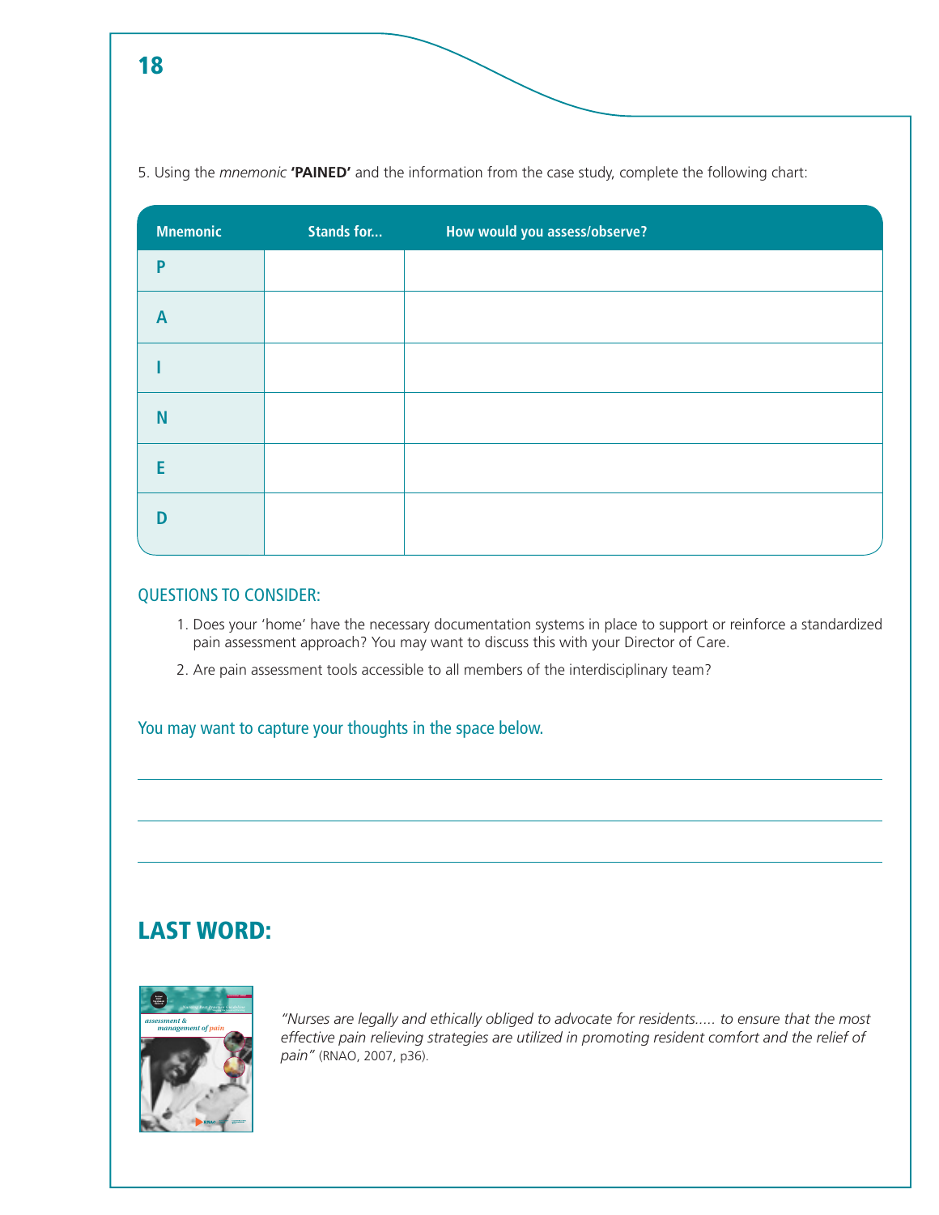5. Using the *mnemonic* **'PAINED'** and the information from the case study, complete the following chart:

| Mnemonic | Stands for... | How would you assess/observe? |
|---|---|---|
| P | | |
| A | | |
| I | | |
| N | | |
| E | | |
| D | | |

### QUESTIONS TO CONSIDER:

1. Does your 'home' have the necessary documentation systems in place to support or reinforce a standardized pain assessment approach? You may want to discuss this with your Director of Care.
2. Are pain assessment tools accessible to all members of the interdisciplinary team?

You may want to capture your thoughts in the space below.

## LAST WORD:

*"Nurses are legally and ethically obliged to advocate for residents..... to ensure that the most effective pain relieving strategies are utilized in promoting resident comfort and the relief of pain"* (RNAO, 2007, p36).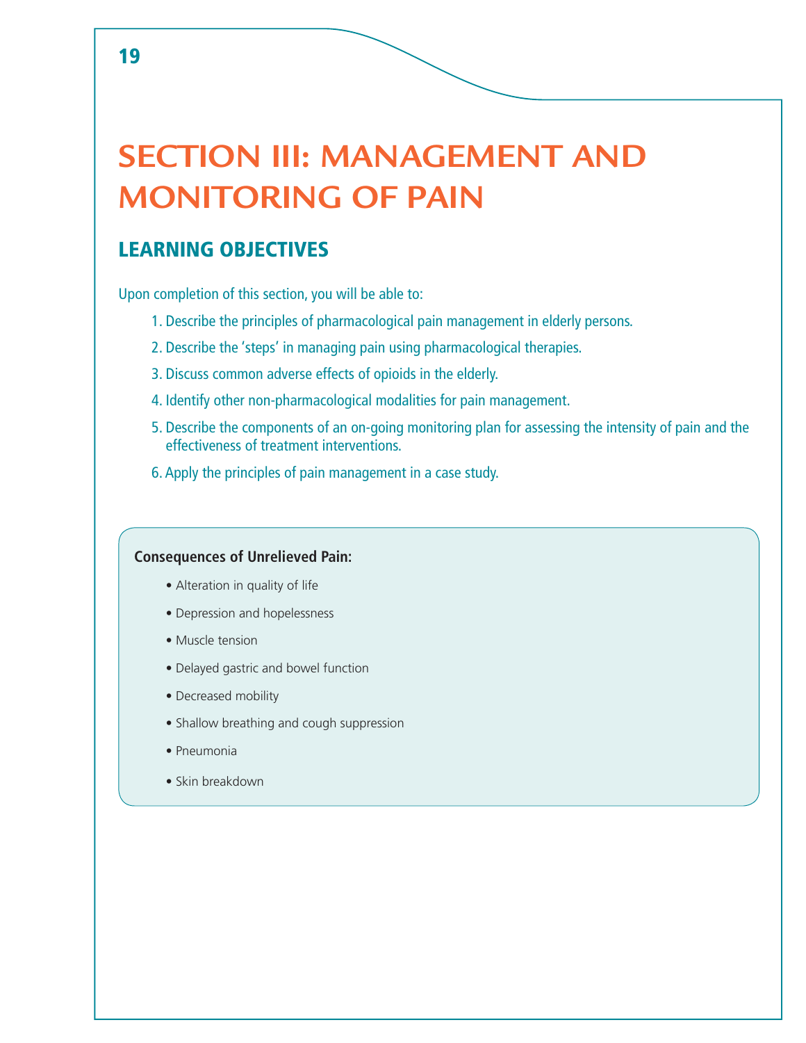# SECTION III: MANAGEMENT AND MONITORING OF PAIN

## LEARNING OBJECTIVES

Upon completion of this section, you will be able to:

1. Describe the principles of pharmacological pain management in elderly persons.
2. Describe the 'steps' in managing pain using pharmacological therapies.
3. Discuss common adverse effects of opioids in the elderly.
4. Identify other non-pharmacological modalities for pain management.
5. Describe the components of an on-going monitoring plan for assessing the intensity of pain and the effectiveness of treatment interventions.
6. Apply the principles of pain management in a case study.

**Consequences of Unrelieved Pain:**

- Alteration in quality of life
- Depression and hopelessness
- Muscle tension
- Delayed gastric and bowel function
- Decreased mobility
- Shallow breathing and cough suppression
- Pneumonia
- Skin breakdown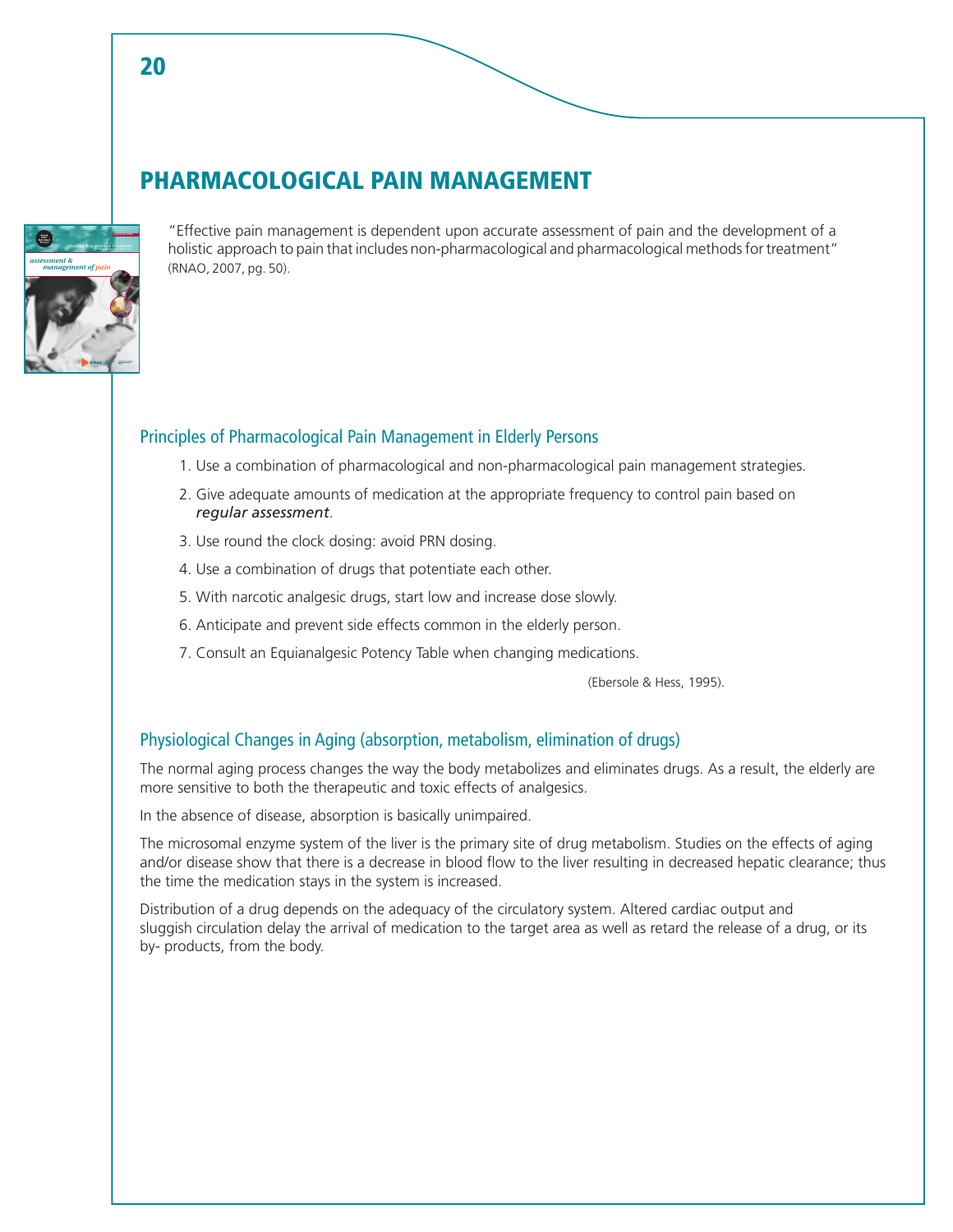# PHARMACOLOGICAL PAIN MANAGEMENT

"Effective pain management is dependent upon accurate assessment of pain and the development of a holistic approach to pain that includes non-pharmacological and pharmacological methods for treatment" (RNAO, 2007, pg. 50).

## Principles of Pharmacological Pain Management in Elderly Persons

1. Use a combination of pharmacological and non-pharmacological pain management strategies.
2. Give adequate amounts of medication at the appropriate frequency to control pain based on *regular assessment*.
3. Use round the clock dosing: avoid PRN dosing.
4. Use a combination of drugs that potentiate each other.
5. With narcotic analgesic drugs, start low and increase dose slowly.
6. Anticipate and prevent side effects common in the elderly person.
7. Consult an Equianalgesic Potency Table when changing medications.

(Ebersole & Hess, 1995).

## Physiological Changes in Aging (absorption, metabolism, elimination of drugs)

The normal aging process changes the way the body metabolizes and eliminates drugs. As a result, the elderly are more sensitive to both the therapeutic and toxic effects of analgesics.

In the absence of disease, absorption is basically unimpaired.

The microsomal enzyme system of the liver is the primary site of drug metabolism. Studies on the effects of aging and/or disease show that there is a decrease in blood flow to the liver resulting in decreased hepatic clearance; thus the time the medication stays in the system is increased.

Distribution of a drug depends on the adequacy of the circulatory system. Altered cardiac output and sluggish circulation delay the arrival of medication to the target area as well as retard the release of a drug, or its by- products, from the body.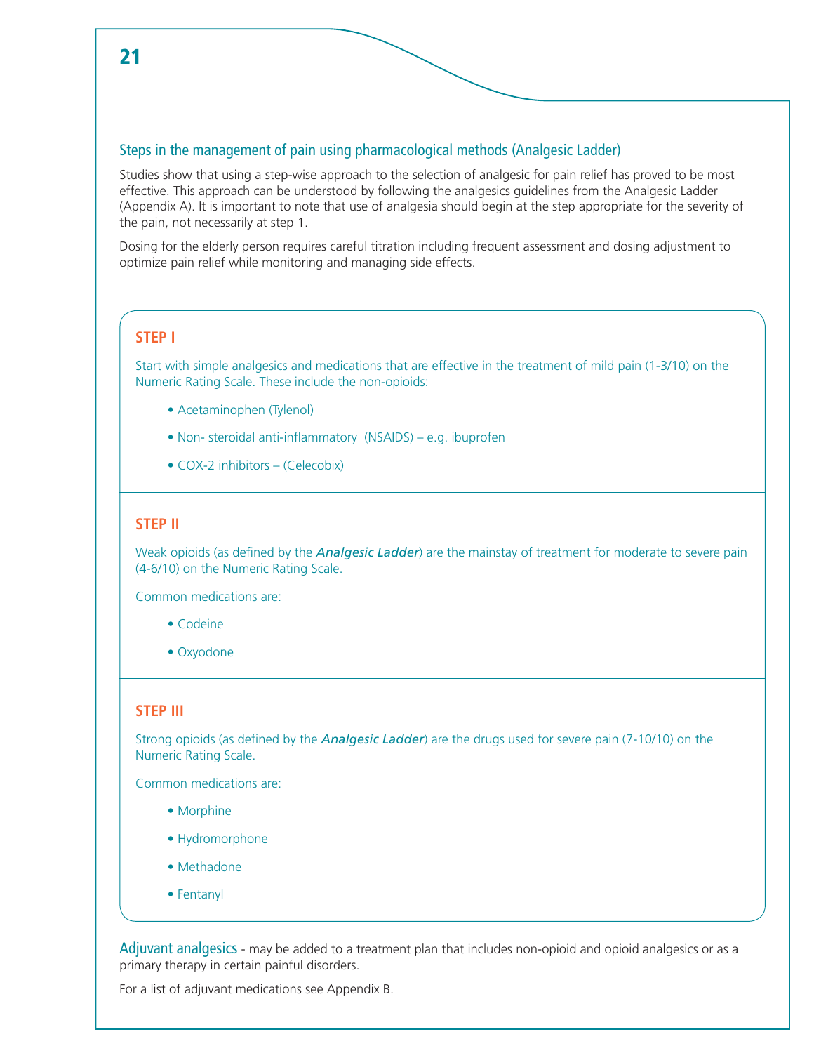## Steps in the management of pain using pharmacological methods (Analgesic Ladder)

Studies show that using a step-wise approach to the selection of analgesic for pain relief has proved to be most effective. This approach can be understood by following the analgesics guidelines from the Analgesic Ladder (Appendix A). It is important to note that use of analgesia should begin at the step appropriate for the severity of the pain, not necessarily at step 1.

Dosing for the elderly person requires careful titration including frequent assessment and dosing adjustment to optimize pain relief while monitoring and managing side effects.

### STEP I

Start with simple analgesics and medications that are effective in the treatment of mild pain (1-3/10) on the Numeric Rating Scale. These include the non-opioids:

- Acetaminophen (Tylenol)
- Non- steroidal anti-inflammatory (NSAIDS) – e.g. ibuprofen
- COX-2 inhibitors – (Celecobix)

### STEP II

Weak opioids (as defined by the ***Analgesic Ladder***) are the mainstay of treatment for moderate to severe pain (4-6/10) on the Numeric Rating Scale.

Common medications are:

- Codeine
- Oxyodone

### STEP III

Strong opioids (as defined by the ***Analgesic Ladder***) are the drugs used for severe pain (7-10/10) on the Numeric Rating Scale.

Common medications are:

- Morphine
- Hydromorphone
- Methadone
- Fentanyl

**Adjuvant analgesics** - may be added to a treatment plan that includes non-opioid and opioid analgesics or as a primary therapy in certain painful disorders.

For a list of adjuvant medications see Appendix B.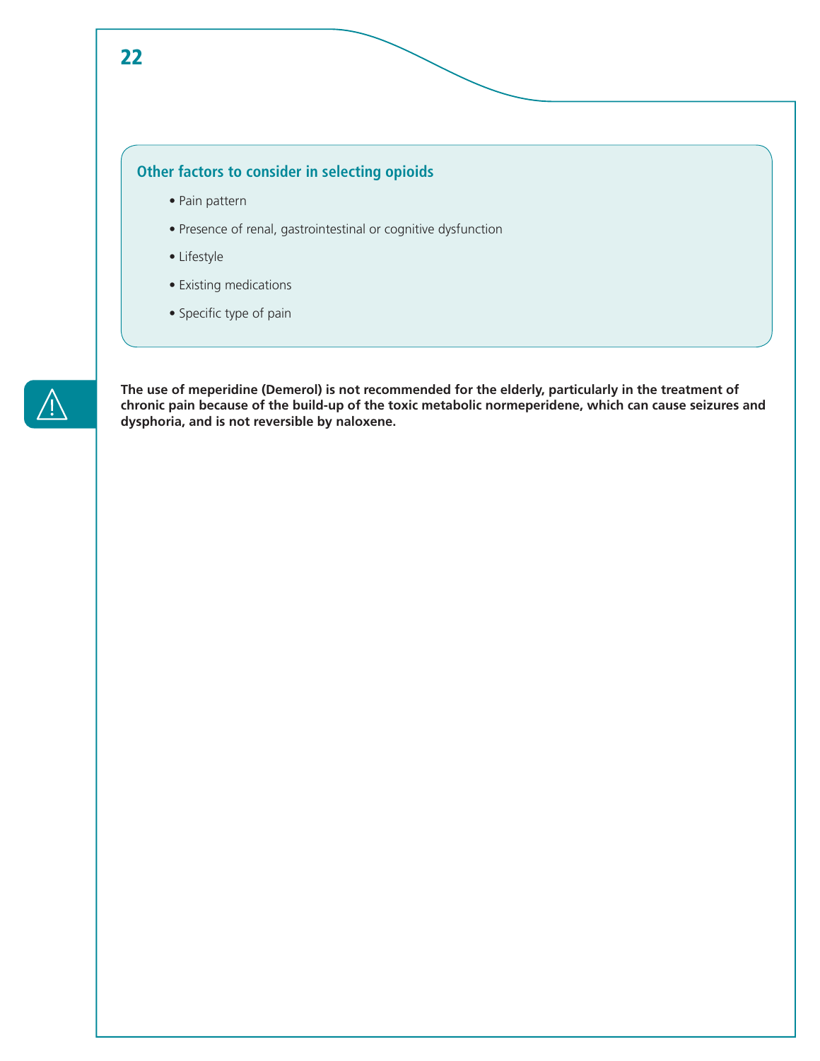### Other factors to consider in selecting opioids

- Pain pattern
- Presence of renal, gastrointestinal or cognitive dysfunction
- Lifestyle
- Existing medications
- Specific type of pain

**The use of meperidine (Demerol) is not recommended for the elderly, particularly in the treatment of chronic pain because of the build-up of the toxic metabolic normeperidene, which can cause seizures and dysphoria, and is not reversible by naloxene.**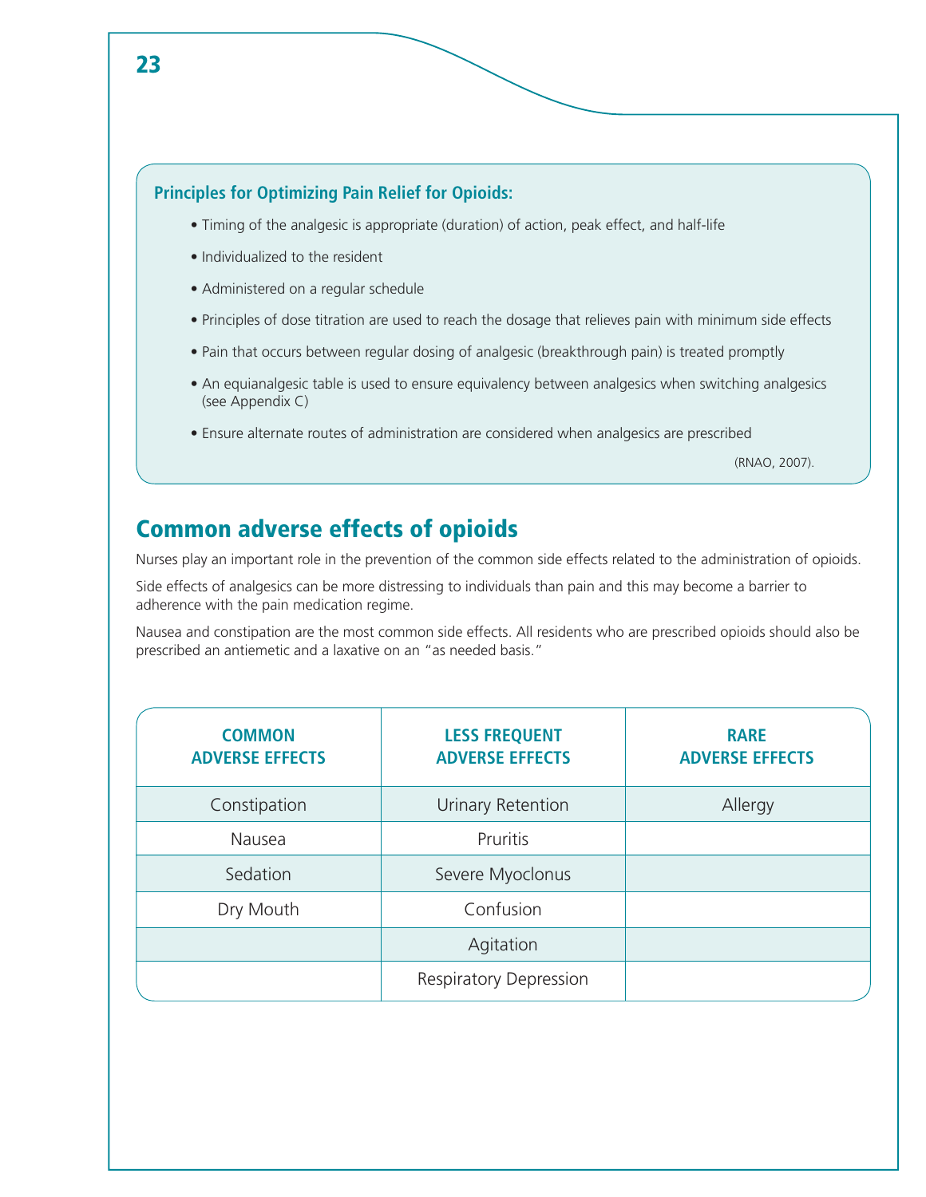**Principles for Optimizing Pain Relief for Opioids:**

- Timing of the analgesic is appropriate (duration) of action, peak effect, and half-life
- Individualized to the resident
- Administered on a regular schedule
- Principles of dose titration are used to reach the dosage that relieves pain with minimum side effects
- Pain that occurs between regular dosing of analgesic (breakthrough pain) is treated promptly
- An equianalgesic table is used to ensure equivalency between analgesics when switching analgesics (see Appendix C)
- Ensure alternate routes of administration are considered when analgesics are prescribed

(RNAO, 2007).

## Common adverse effects of opioids

Nurses play an important role in the prevention of the common side effects related to the administration of opioids.

Side effects of analgesics can be more distressing to individuals than pain and this may become a barrier to adherence with the pain medication regime.

Nausea and constipation are the most common side effects. All residents who are prescribed opioids should also be prescribed an antiemetic and a laxative on an "as needed basis."

| COMMON ADVERSE EFFECTS | LESS FREQUENT ADVERSE EFFECTS | RARE ADVERSE EFFECTS |
|---|---|---|
| Constipation | Urinary Retention | Allergy |
| Nausea | Pruritis | |
| Sedation | Severe Myoclonus | |
| Dry Mouth | Confusion | |
| | Agitation | |
| | Respiratory Depression | |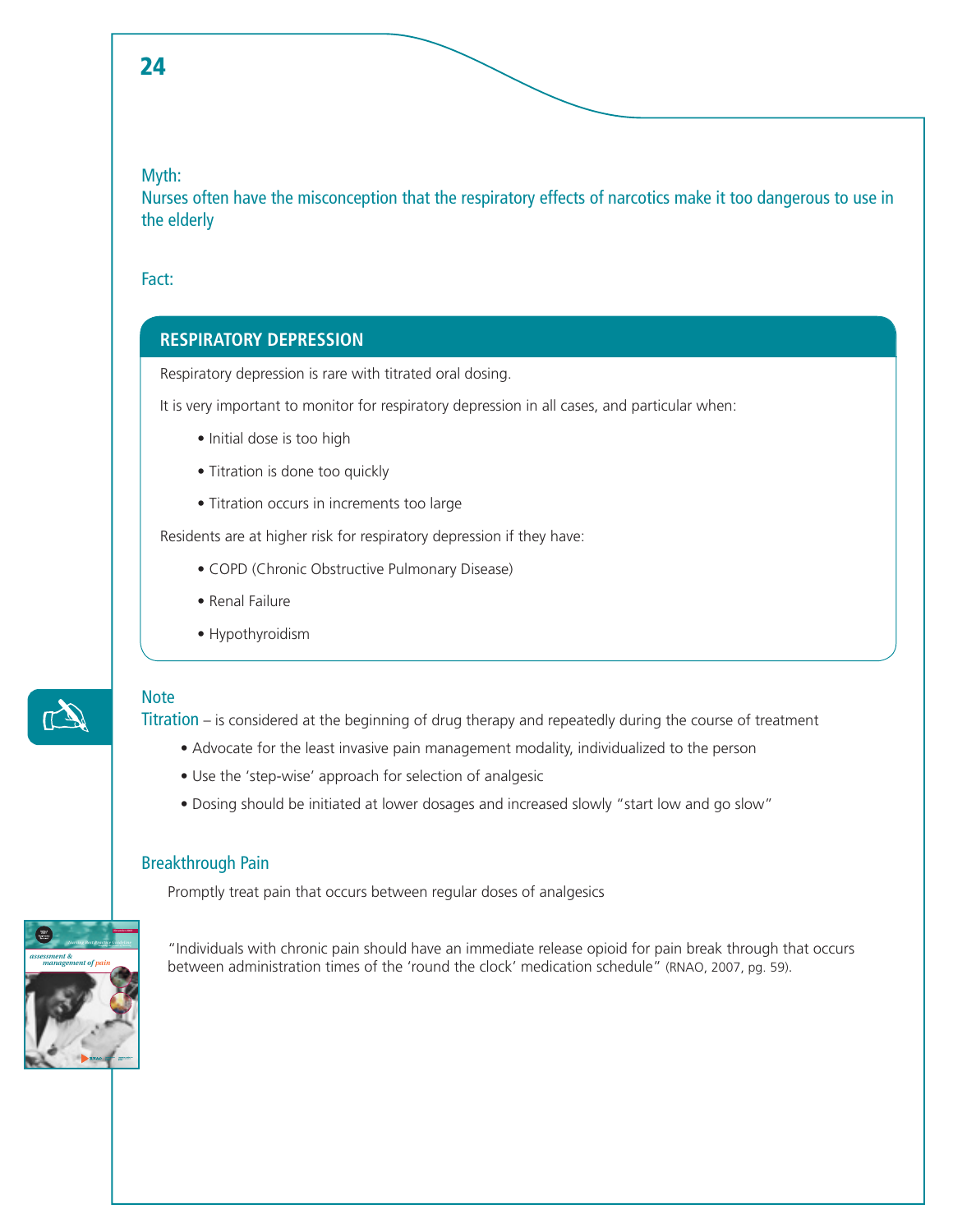Myth:

Nurses often have the misconception that the respiratory effects of narcotics make it too dangerous to use in the elderly

Fact:

## RESPIRATORY DEPRESSION

Respiratory depression is rare with titrated oral dosing.

It is very important to monitor for respiratory depression in all cases, and particular when:

- Initial dose is too high
- Titration is done too quickly
- Titration occurs in increments too large

Residents are at higher risk for respiratory depression if they have:

- COPD (Chronic Obstructive Pulmonary Disease)
- Renal Failure
- Hypothyroidism

Note

Titration – is considered at the beginning of drug therapy and repeatedly during the course of treatment

- Advocate for the least invasive pain management modality, individualized to the person
- Use the 'step-wise' approach for selection of analgesic
- Dosing should be initiated at lower dosages and increased slowly "start low and go slow"

### Breakthrough Pain

Promptly treat pain that occurs between regular doses of analgesics

"Individuals with chronic pain should have an immediate release opioid for pain break through that occurs between administration times of the 'round the clock' medication schedule" (RNAO, 2007, pg. 59).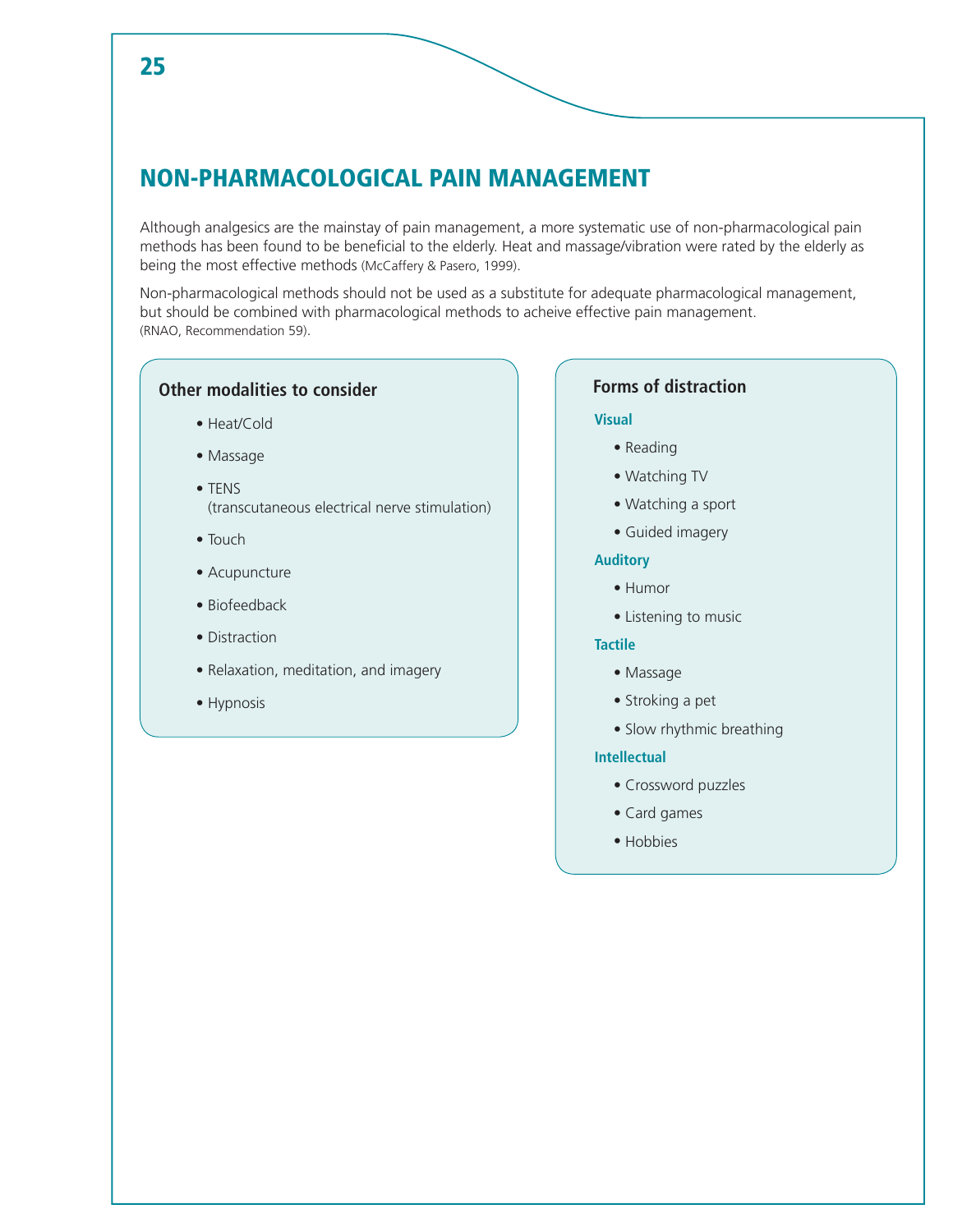# NON-PHARMACOLOGICAL PAIN MANAGEMENT

Although analgesics are the mainstay of pain management, a more systematic use of non-pharmacological pain methods has been found to be beneficial to the elderly. Heat and massage/vibration were rated by the elderly as being the most effective methods (McCaffery & Pasero, 1999).

Non-pharmacological methods should not be used as a substitute for adequate pharmacological management, but should be combined with pharmacological methods to acheive effective pain management. (RNAO, Recommendation 59).

### Other modalities to consider

- Heat/Cold
- Massage
- TENS (transcutaneous electrical nerve stimulation)
- Touch
- Acupuncture
- Biofeedback
- Distraction
- Relaxation, meditation, and imagery
- Hypnosis

### Forms of distraction

**Visual**

- Reading
- Watching TV
- Watching a sport
- Guided imagery

**Auditory**

- Humor
- Listening to music

**Tactile**

- Massage
- Stroking a pet
- Slow rhythmic breathing

**Intellectual**

- Crossword puzzles
- Card games
- Hobbies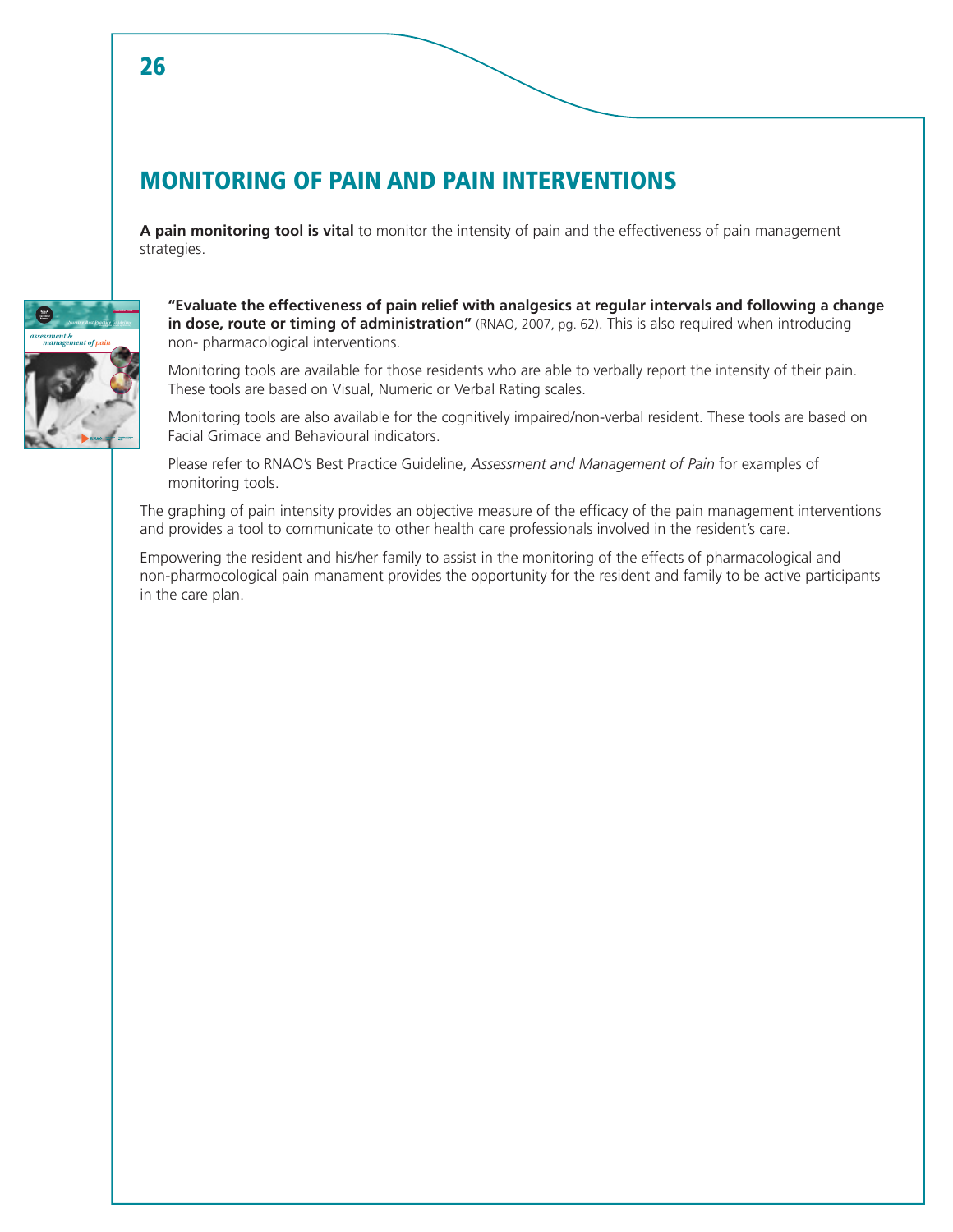# MONITORING OF PAIN AND PAIN INTERVENTIONS

**A pain monitoring tool is vital** to monitor the intensity of pain and the effectiveness of pain management strategies.

**"Evaluate the effectiveness of pain relief with analgesics at regular intervals and following a change in dose, route or timing of administration"** (RNAO, 2007, pg. 62). This is also required when introducing non- pharmacological interventions.

Monitoring tools are available for those residents who are able to verbally report the intensity of their pain. These tools are based on Visual, Numeric or Verbal Rating scales.

Monitoring tools are also available for the cognitively impaired/non-verbal resident. These tools are based on Facial Grimace and Behavioural indicators.

Please refer to RNAO's Best Practice Guideline, *Assessment and Management of Pain* for examples of monitoring tools.

The graphing of pain intensity provides an objective measure of the efficacy of the pain management interventions and provides a tool to communicate to other health care professionals involved in the resident's care.

Empowering the resident and his/her family to assist in the monitoring of the effects of pharmacological and non-pharmocological pain manament provides the opportunity for the resident and family to be active participants in the care plan.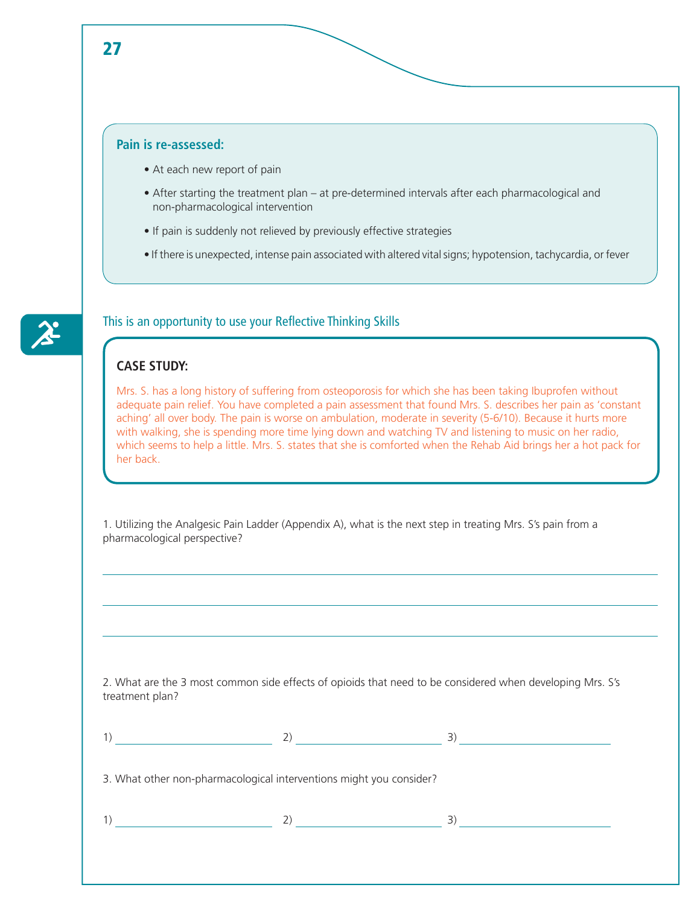**Pain is re-assessed:**

- At each new report of pain
- After starting the treatment plan – at pre-determined intervals after each pharmacological and non-pharmacological intervention
- If pain is suddenly not relieved by previously effective strategies
- If there is unexpected, intense pain associated with altered vital signs; hypotension, tachycardia, or fever

This is an opportunity to use your Reflective Thinking Skills

**CASE STUDY:**

Mrs. S. has a long history of suffering from osteoporosis for which she has been taking Ibuprofen without adequate pain relief. You have completed a pain assessment that found Mrs. S. describes her pain as 'constant aching' all over body. The pain is worse on ambulation, moderate in severity (5-6/10). Because it hurts more with walking, she is spending more time lying down and watching TV and listening to music on her radio, which seems to help a little. Mrs. S. states that she is comforted when the Rehab Aid brings her a hot pack for her back.

1. Utilizing the Analgesic Pain Ladder (Appendix A), what is the next step in treating Mrs. S's pain from a pharmacological perspective?

______________________________________________

______________________________________________

______________________________________________

2. What are the 3 most common side effects of opioids that need to be considered when developing Mrs. S's treatment plan?

1) ____________ 2) ____________ 3) ____________

3. What other non-pharmacological interventions might you consider?

1) ____________ 2) ____________ 3) ____________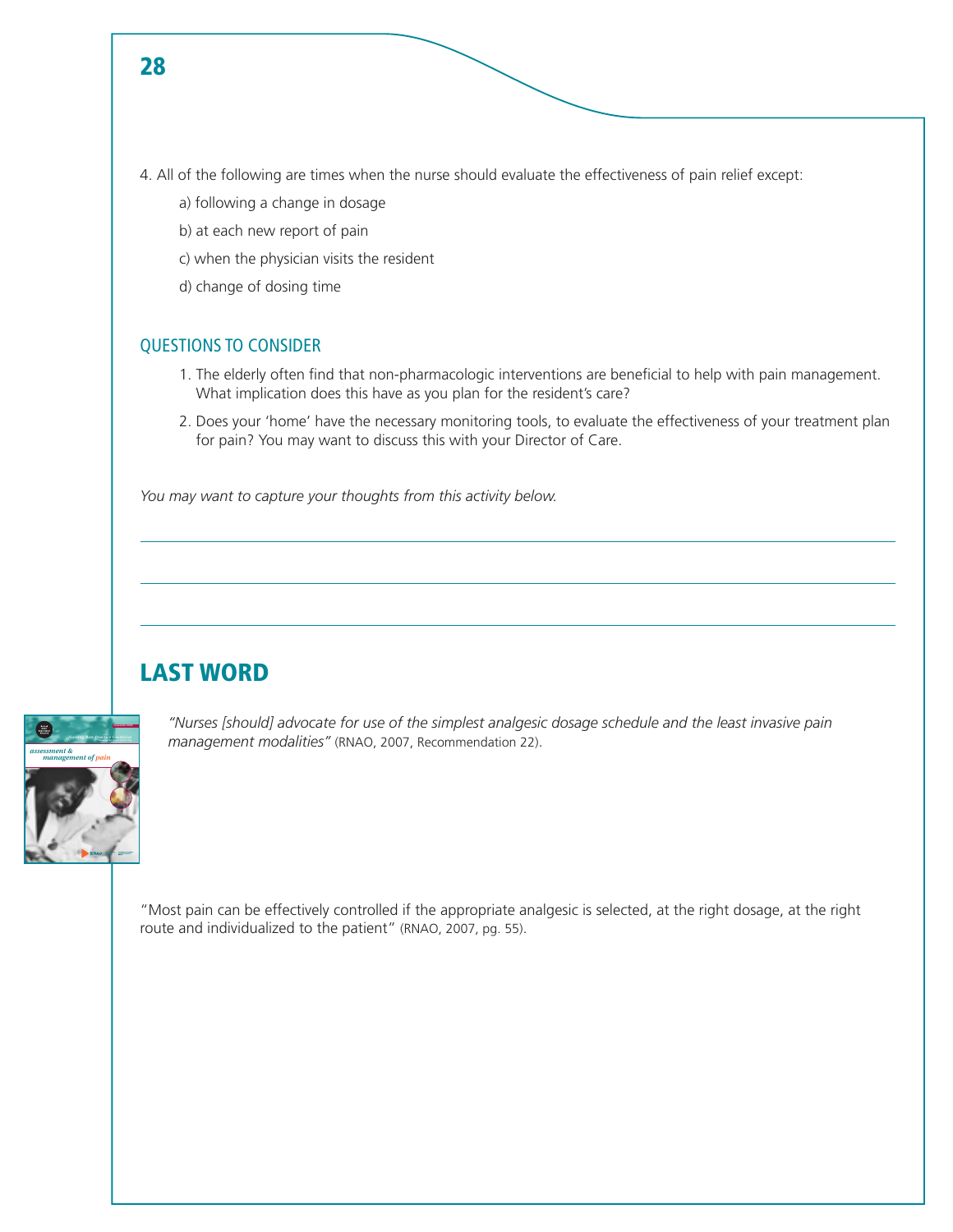4. All of the following are times when the nurse should evaluate the effectiveness of pain relief except:

   a) following a change in dosage

   b) at each new report of pain

   c) when the physician visits the resident

   d) change of dosing time

### QUESTIONS TO CONSIDER

1. The elderly often find that non-pharmacologic interventions are beneficial to help with pain management. What implication does this have as you plan for the resident's care?
2. Does your 'home' have the necessary monitoring tools, to evaluate the effectiveness of your treatment plan for pain? You may want to discuss this with your Director of Care.

*You may want to capture your thoughts from this activity below.*

## LAST WORD

*"Nurses [should] advocate for use of the simplest analgesic dosage schedule and the least invasive pain management modalities"* (RNAO, 2007, Recommendation 22).

"Most pain can be effectively controlled if the appropriate analgesic is selected, at the right dosage, at the right route and individualized to the patient" (RNAO, 2007, pg. 55).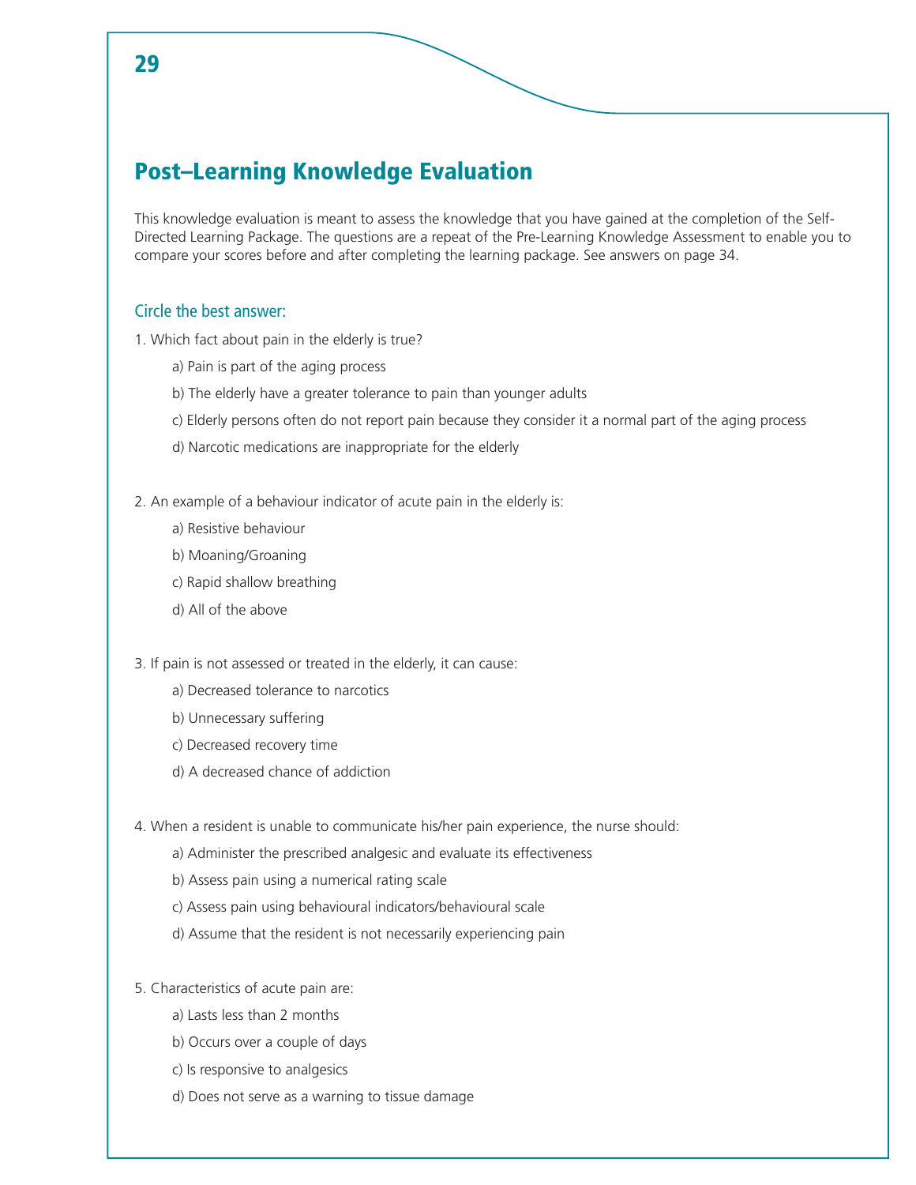## Post–Learning Knowledge Evaluation

This knowledge evaluation is meant to assess the knowledge that you have gained at the completion of the Self-Directed Learning Package. The questions are a repeat of the Pre-Learning Knowledge Assessment to enable you to compare your scores before and after completing the learning package. See answers on page 34.

### Circle the best answer:

1. Which fact about pain in the elderly is true?
   - a) Pain is part of the aging process
   - b) The elderly have a greater tolerance to pain than younger adults
   - c) Elderly persons often do not report pain because they consider it a normal part of the aging process
   - d) Narcotic medications are inappropriate for the elderly

2. An example of a behaviour indicator of acute pain in the elderly is:
   - a) Resistive behaviour
   - b) Moaning/Groaning
   - c) Rapid shallow breathing
   - d) All of the above

3. If pain is not assessed or treated in the elderly, it can cause:
   - a) Decreased tolerance to narcotics
   - b) Unnecessary suffering
   - c) Decreased recovery time
   - d) A decreased chance of addiction

4. When a resident is unable to communicate his/her pain experience, the nurse should:
   - a) Administer the prescribed analgesic and evaluate its effectiveness
   - b) Assess pain using a numerical rating scale
   - c) Assess pain using behavioural indicators/behavioural scale
   - d) Assume that the resident is not necessarily experiencing pain

5. Characteristics of acute pain are:
   - a) Lasts less than 2 months
   - b) Occurs over a couple of days
   - c) Is responsive to analgesics
   - d) Does not serve as a warning to tissue damage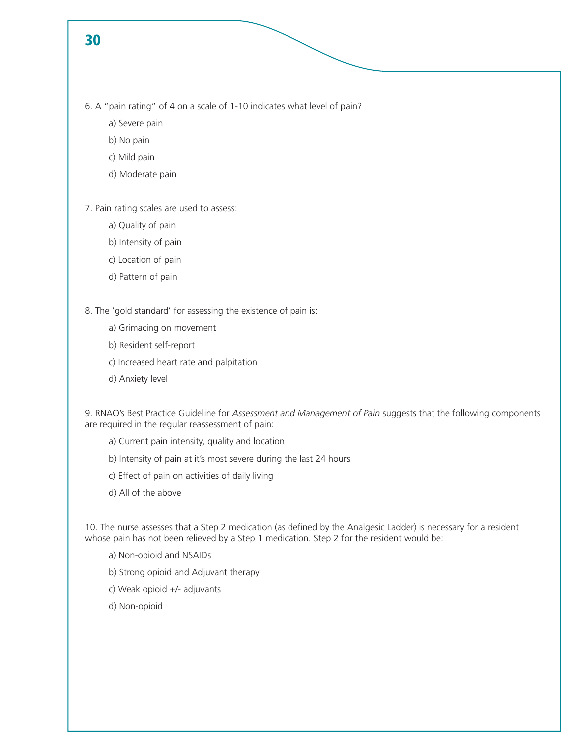6. A “pain rating” of 4 on a scale of 1-10 indicates what level of pain?

a) Severe pain

b) No pain

c) Mild pain

d) Moderate pain

7. Pain rating scales are used to assess:

a) Quality of pain

b) Intensity of pain

c) Location of pain

d) Pattern of pain

8. The ‘gold standard’ for assessing the existence of pain is:

a) Grimacing on movement

b) Resident self-report

c) Increased heart rate and palpitation

d) Anxiety level

9. RNAO’s Best Practice Guideline for *Assessment and Management of Pain* suggests that the following components are required in the regular reassessment of pain:

a) Current pain intensity, quality and location

b) Intensity of pain at it’s most severe during the last 24 hours

c) Effect of pain on activities of daily living

d) All of the above

10. The nurse assesses that a Step 2 medication (as defined by the Analgesic Ladder) is necessary for a resident whose pain has not been relieved by a Step 1 medication. Step 2 for the resident would be:

a) Non-opioid and NSAIDs

b) Strong opioid and Adjuvant therapy

c) Weak opioid +/- adjuvants

d) Non-opioid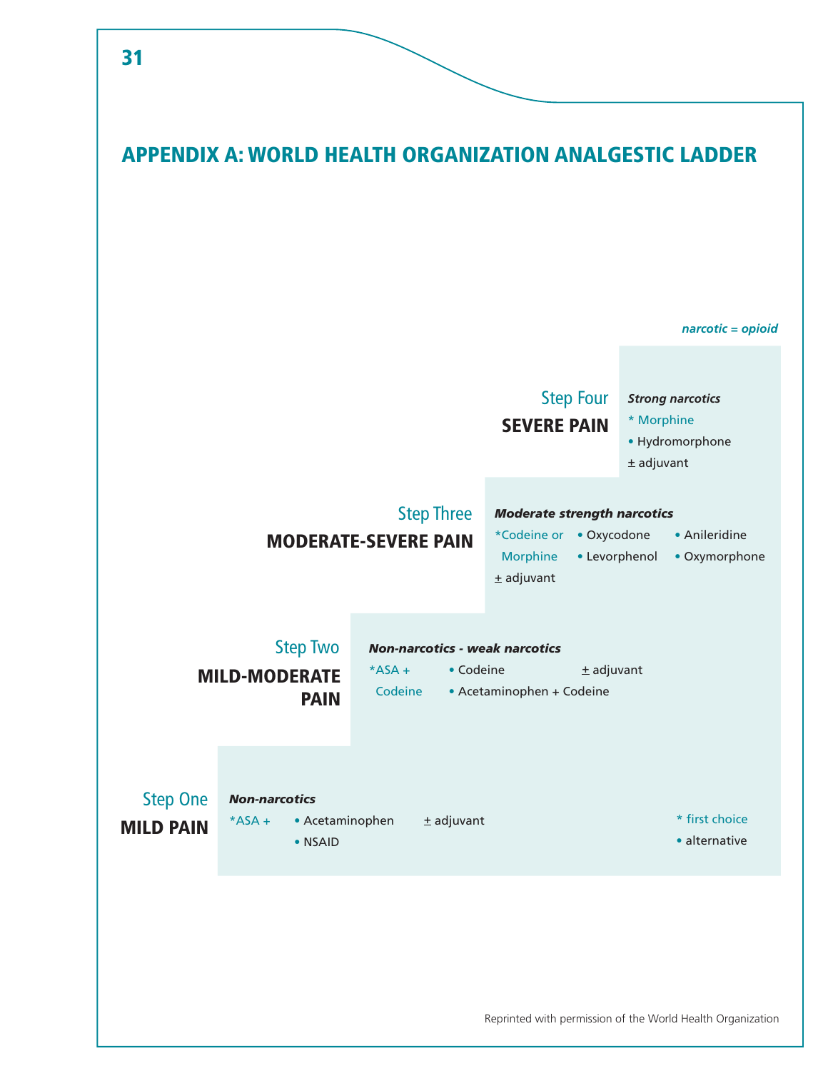# APPENDIX A: WORLD HEALTH ORGANIZATION ANALGESTIC LADDER

*narcotic = opioid*

## Step Four
**SEVERE PAIN**

***Strong narcotics***

* Morphine
• Hydromorphone
± adjuvant

## Step Three
**MODERATE-SEVERE PAIN**

***Moderate strength narcotics***

*Codeine or Morphine
• Oxycodone
• Levorphenol
• Anileridine
• Oxymorphone
± adjuvant

## Step Two
**MILD-MODERATE PAIN**

***Non-narcotics - weak narcotics***

*ASA + Codeine
• Codeine
• Acetaminophen + Codeine
± adjuvant

## Step One
**MILD PAIN**

***Non-narcotics***

*ASA +
• Acetaminophen
• NSAID
± adjuvant

* first choice
• alternative

Reprinted with permission of the World Health Organization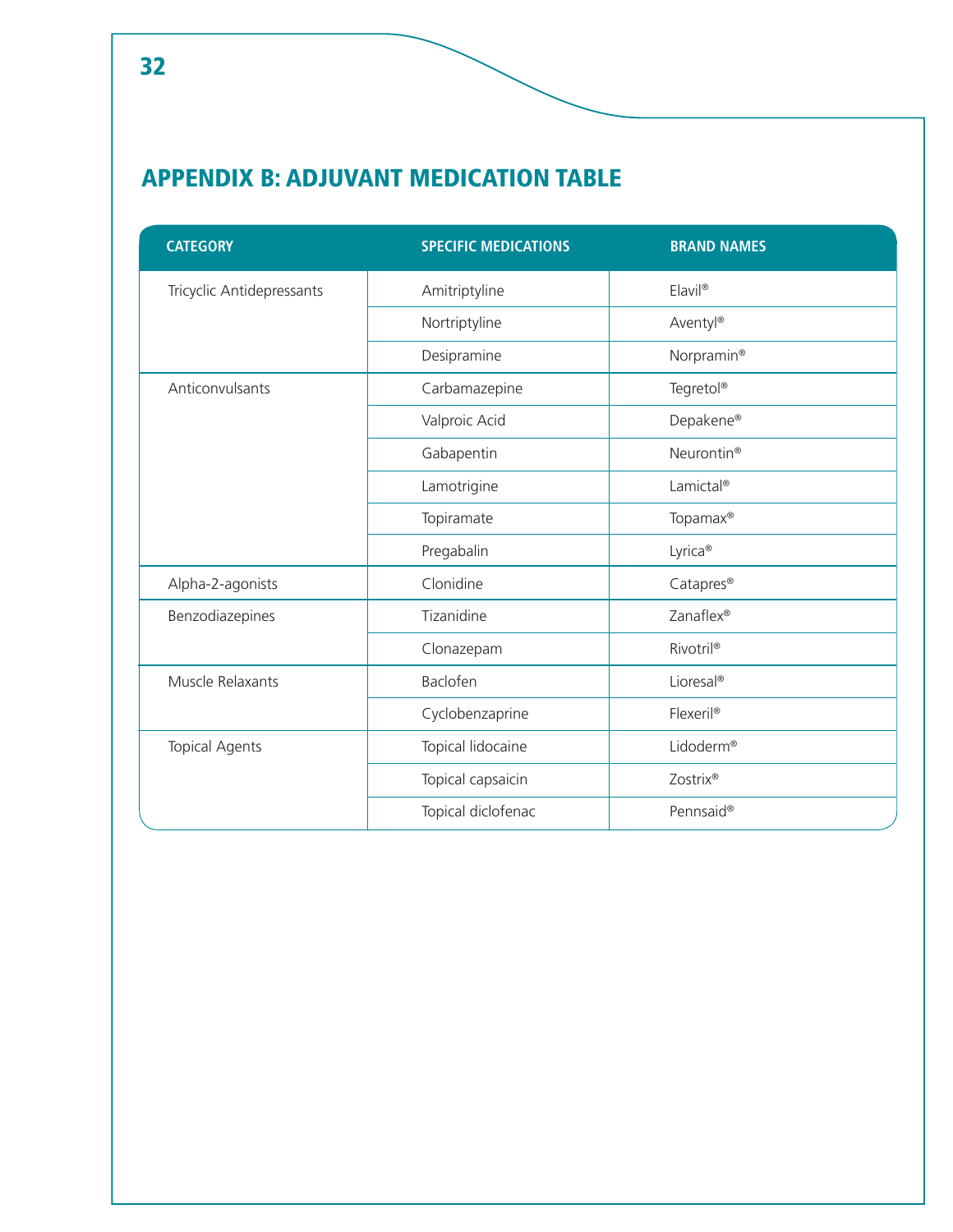# APPENDIX B: ADJUVANT MEDICATION TABLE

| CATEGORY | SPECIFIC MEDICATIONS | BRAND NAMES |
|---|---|---|
| Tricyclic Antidepressants | Amitriptyline | Elavil® |
| | Nortriptyline | Aventyl® |
| | Desipramine | Norpramin® |
| Anticonvulsants | Carbamazepine | Tegretol® |
| | Valproic Acid | Depakene® |
| | Gabapentin | Neurontin® |
| | Lamotrigine | Lamictal® |
| | Topiramate | Topamax® |
| | Pregabalin | Lyrica® |
| Alpha-2-agonists | Clonidine | Catapres® |
| Benzodiazepines | Tizanidine | Zanaflex® |
| | Clonazepam | Rivotril® |
| Muscle Relaxants | Baclofen | Lioresal® |
| | Cyclobenzaprine | Flexeril® |
| Topical Agents | Topical lidocaine | Lidoderm® |
| | Topical capsaicin | Zostrix® |
| | Topical diclofenac | Pennsaid® |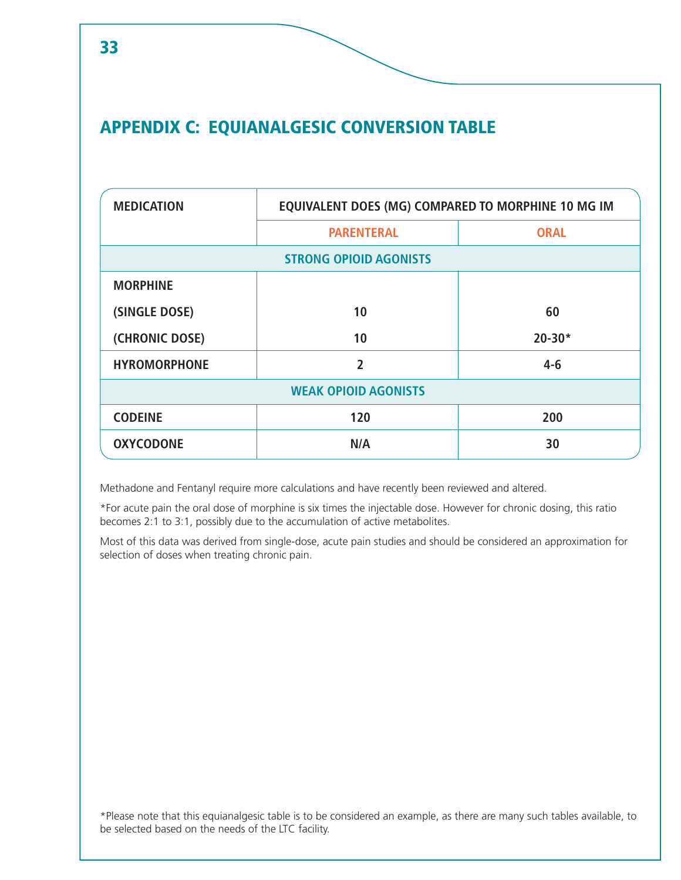## APPENDIX C: EQUIANALGESIC CONVERSION TABLE

| MEDICATION | EQUIVALENT DOES (MG) COMPARED TO MORPHINE 10 MG IM | |
|---|---|---|
| | PARENTERAL | ORAL |
| **STRONG OPIOID AGONISTS** | | |
| MORPHINE | | |
| (SINGLE DOSE) | 10 | 60 |
| (CHRONIC DOSE) | 10 | 20-30* |
| HYROMORPHONE | 2 | 4-6 |
| **WEAK OPIOID AGONISTS** | | |
| CODEINE | 120 | 200 |
| OXYCODONE | N/A | 30 |

Methadone and Fentanyl require more calculations and have recently been reviewed and altered.

*For acute pain the oral dose of morphine is six times the injectable dose. However for chronic dosing, this ratio becomes 2:1 to 3:1, possibly due to the accumulation of active metabolites.

Most of this data was derived from single-dose, acute pain studies and should be considered an approximation for selection of doses when treating chronic pain.

*Please note that this equianalgesic table is to be considered an example, as there are many such tables available, to be selected based on the needs of the LTC facility.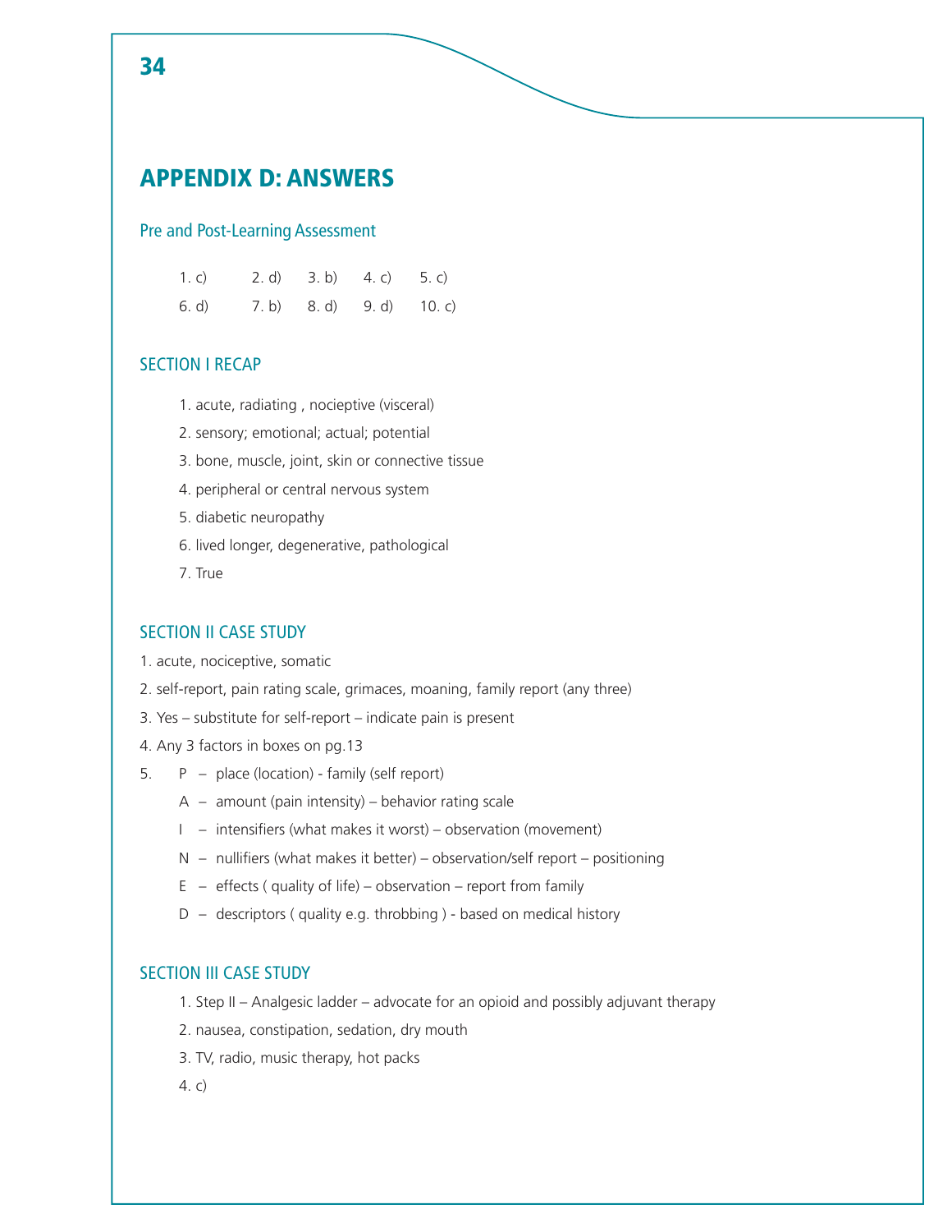# APPENDIX D: ANSWERS

## Pre and Post-Learning Assessment

| | | | | |
|---|---|---|---|---|
| 1. c) | 2. d) | 3. b) | 4. c) | 5. c) |
| 6. d) | 7. b) | 8. d) | 9. d) | 10. c) |

## SECTION I RECAP

1. acute, radiating , nocieptive (visceral)
2. sensory; emotional; actual; potential
3. bone, muscle, joint, skin or connective tissue
4. peripheral or central nervous system
5. diabetic neuropathy
6. lived longer, degenerative, pathological
7. True

## SECTION II CASE STUDY

1. acute, nociceptive, somatic
2. self-report, pain rating scale, grimaces, moaning, family report (any three)
3. Yes – substitute for self-report – indicate pain is present
4. Any 3 factors in boxes on pg.13
5. P – place (location) - family (self report)
   A – amount (pain intensity) – behavior rating scale
   I – intensifiers (what makes it worst) – observation (movement)
   N – nullifiers (what makes it better) – observation/self report – positioning
   E – effects ( quality of life) – observation – report from family
   D – descriptors ( quality e.g. throbbing ) - based on medical history

## SECTION III CASE STUDY

1. Step II – Analgesic ladder – advocate for an opioid and possibly adjuvant therapy
2. nausea, constipation, sedation, dry mouth
3. TV, radio, music therapy, hot packs
4. c)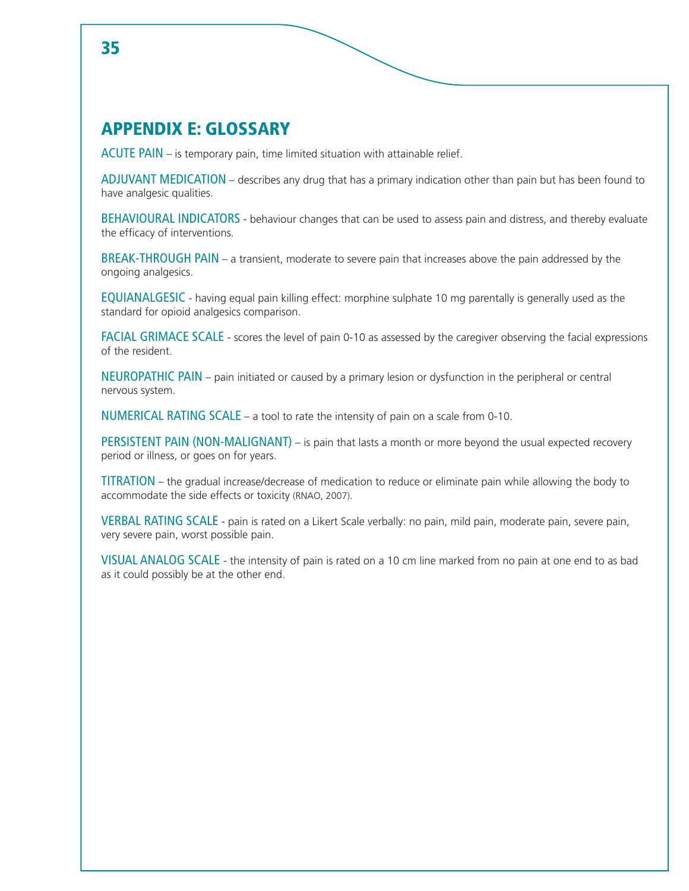## APPENDIX E: GLOSSARY

ACUTE PAIN – is temporary pain, time limited situation with attainable relief.

ADJUVANT MEDICATION – describes any drug that has a primary indication other than pain but has been found to have analgesic qualities.

BEHAVIOURAL INDICATORS - behaviour changes that can be used to assess pain and distress, and thereby evaluate the efficacy of interventions.

BREAK-THROUGH PAIN – a transient, moderate to severe pain that increases above the pain addressed by the ongoing analgesics.

EQUIANALGESIC - having equal pain killing effect: morphine sulphate 10 mg parentally is generally used as the standard for opioid analgesics comparison.

FACIAL GRIMACE SCALE - scores the level of pain 0-10 as assessed by the caregiver observing the facial expressions of the resident.

NEUROPATHIC PAIN – pain initiated or caused by a primary lesion or dysfunction in the peripheral or central nervous system.

NUMERICAL RATING SCALE – a tool to rate the intensity of pain on a scale from 0-10.

PERSISTENT PAIN (NON-MALIGNANT) – is pain that lasts a month or more beyond the usual expected recovery period or illness, or goes on for years.

TITRATION – the gradual increase/decrease of medication to reduce or eliminate pain while allowing the body to accommodate the side effects or toxicity (RNAO, 2007).

VERBAL RATING SCALE - pain is rated on a Likert Scale verbally: no pain, mild pain, moderate pain, severe pain, very severe pain, worst possible pain.

VISUAL ANALOG SCALE - the intensity of pain is rated on a 10 cm line marked from no pain at one end to as bad as it could possibly be at the other end.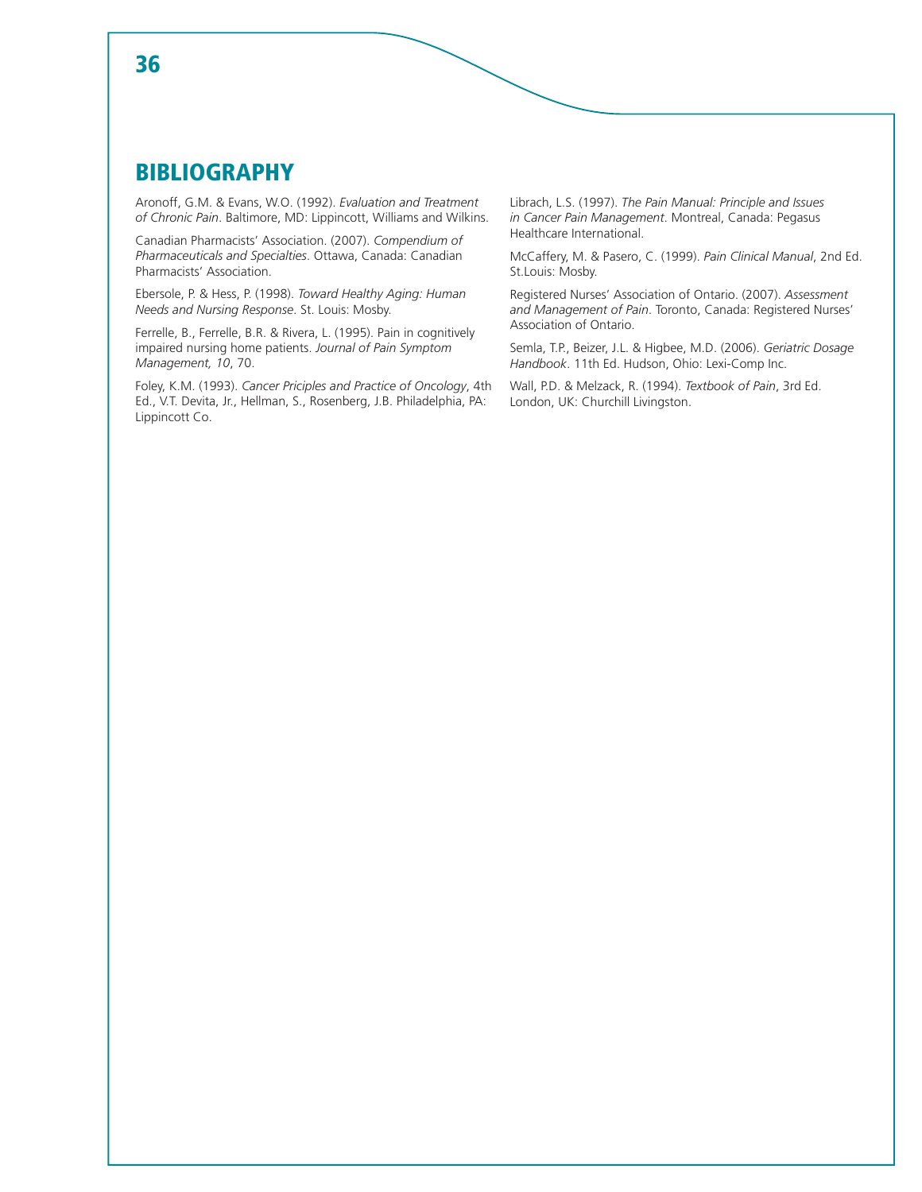# BIBLIOGRAPHY

Aronoff, G.M. & Evans, W.O. (1992). *Evaluation and Treatment of Chronic Pain*. Baltimore, MD: Lippincott, Williams and Wilkins.

Canadian Pharmacists' Association. (2007). *Compendium of Pharmaceuticals and Specialties*. Ottawa, Canada: Canadian Pharmacists' Association.

Ebersole, P. & Hess, P. (1998). *Toward Healthy Aging: Human Needs and Nursing Response*. St. Louis: Mosby.

Ferrelle, B., Ferrelle, B.R. & Rivera, L. (1995). Pain in cognitively impaired nursing home patients. *Journal of Pain Symptom Management, 10*, 70.

Foley, K.M. (1993). *Cancer Priciples and Practice of Oncology*, 4th Ed., V.T. Devita, Jr., Hellman, S., Rosenberg, J.B. Philadelphia, PA: Lippincott Co.

Librach, L.S. (1997). *The Pain Manual: Principle and Issues in Cancer Pain Management*. Montreal, Canada: Pegasus Healthcare International.

McCaffery, M. & Pasero, C. (1999). *Pain Clinical Manual*, 2nd Ed. St.Louis: Mosby.

Registered Nurses' Association of Ontario. (2007). *Assessment and Management of Pain*. Toronto, Canada: Registered Nurses' Association of Ontario.

Semla, T.P., Beizer, J.L. & Higbee, M.D. (2006). *Geriatric Dosage Handbook*. 11th Ed. Hudson, Ohio: Lexi-Comp Inc.

Wall, P.D. & Melzack, R. (1994). *Textbook of Pain*, 3rd Ed. London, UK: Churchill Livingston.